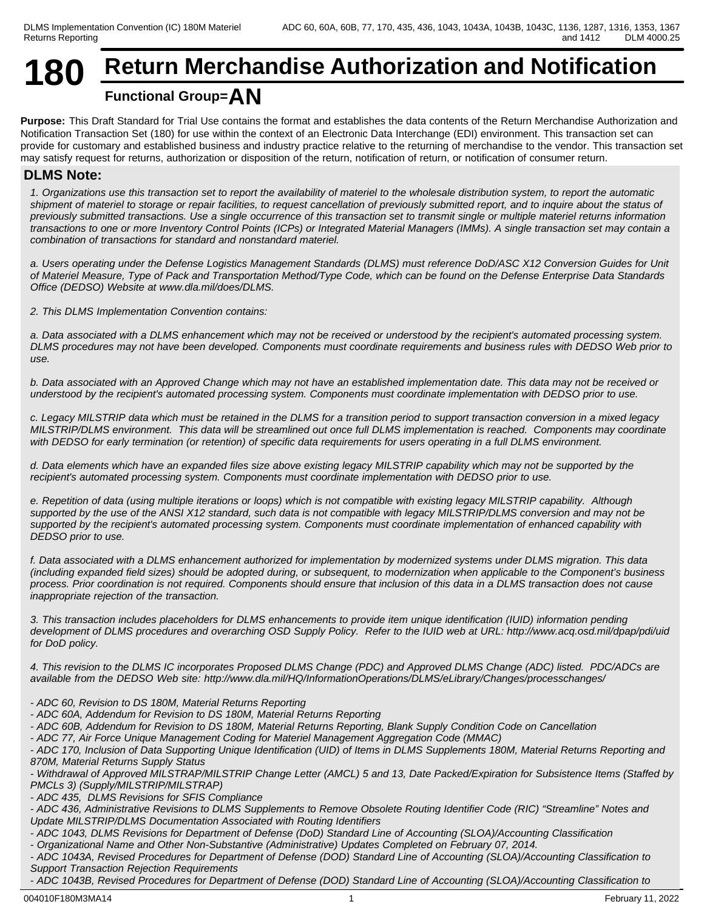# 180 Return Merchandise Authorization and Notification

**Functional Group=AN**

**Purpose:** This Draft Standard for Trial Use contains the format and establishes the data contents of the Return Merchandise Authorization and Notification Transaction Set (180) for use within the context of an Electronic Data Interchange (EDI) environment. This transaction set can provide for customary and established business and industry practice relative to the returning of merchandise to the vendor. This transaction set may satisfy request for returns, authorization or disposition of the return, notification of return, or notification of consumer return.

## DLMS Note:

*1. Organizations use this transaction set to report the availability of materiel to the wholesale distribution system, to report the automatic shipment of materiel to storage or repair facilities, to request cancellation of previously submitted report, and to inquire about the status of previously submitted transactions. Use a single occurrence of this transaction set to transmit single or multiple materiel returns information transactions to one or more Inventory Control Points (ICPs) or Integrated Material Managers (IMMs). A single transaction set may contain a combination of transactions for standard and nonstandard materiel.*

*a. Users operating under the Defense Logistics Management Standards (DLMS) must reference DoD/ASC X12 Conversion Guides for Unit of Materiel Measure, Type of Pack and Transportation Method/Type Code, which can be found on the Defense Enterprise Data Standards Office (DEDSO) Website at www.dla.mil/does/DLMS.*

*2. This DLMS Implementation Convention contains:*

*a. Data associated with a DLMS enhancement which may not be received or understood by the recipient's automated processing system. DLMS procedures may not have been developed. Components must coordinate requirements and business rules with DEDSO Web prior to use.*

*b. Data associated with an Approved Change which may not have an established implementation date. This data may not be received or understood by the recipient's automated processing system. Components must coordinate implementation with DEDSO prior to use.*

*c. Legacy MILSTRIP data which must be retained in the DLMS for a transition period to support transaction conversion in a mixed legacy MILSTRIP/DLMS environment. This data will be streamlined out once full DLMS implementation is reached. Components may coordinate with DEDSO for early termination (or retention) of specific data requirements for users operating in a full DLMS environment.*

*d. Data elements which have an expanded files size above existing legacy MILSTRIP capability which may not be supported by the recipient's automated processing system. Components must coordinate implementation with DEDSO prior to use.*

*e. Repetition of data (using multiple iterations or loops) which is not compatible with existing legacy MILSTRIP capability. Although supported by the use of the ANSI X12 standard, such data is not compatible with legacy MILSTRIP/DLMS conversion and may not be supported by the recipient's automated processing system. Components must coordinate implementation of enhanced capability with DEDSO prior to use.*

*f. Data associated with a DLMS enhancement authorized for implementation by modernized systems under DLMS migration. This data (including expanded field sizes) should be adopted during, or subsequent, to modernization when applicable to the Component's business process. Prior coordination is not required. Components should ensure that inclusion of this data in a DLMS transaction does not cause inappropriate rejection of the transaction.*

*3. This transaction includes placeholders for DLMS enhancements to provide item unique identification (IUID) information pending development of DLMS procedures and overarching OSD Supply Policy. Refer to the IUID web at URL: http://www.acq.osd.mil/dpap/pdi/uid for DoD policy.*

*4. This revision to the DLMS IC incorporates Proposed DLMS Change (PDC) and Approved DLMS Change (ADC) listed. PDC/ADCs are available from the DEDSO Web site: http://www.dla.mil/HQ/InformationOperations/DLMS/eLibrary/Changes/processchanges/*

*- ADC 60, Revision to DS 180M, Material Returns Reporting*
*- ADC 60A, Addendum for Revision to DS 180M, Material Returns Reporting*
*- ADC 60B, Addendum for Revision to DS 180M, Material Returns Reporting, Blank Supply Condition Code on Cancellation*
*- ADC 77, Air Force Unique Management Coding for Materiel Management Aggregation Code (MMAC)*
*- ADC 170, Inclusion of Data Supporting Unique Identification (UID) of Items in DLMS Supplements 180M, Material Returns Reporting and 870M, Material Returns Supply Status*
*- Withdrawal of Approved MILSTRAP/MILSTRIP Change Letter (AMCL) 5 and 13, Date Packed/Expiration for Subsistence Items (Staffed by PMCLs 3) (Supply/MILSTRIP/MILSTRAP)*
*- ADC 435, DLMS Revisions for SFIS Compliance*
*- ADC 436, Administrative Revisions to DLMS Supplements to Remove Obsolete Routing Identifier Code (RIC) "Streamline" Notes and Update MILSTRIP/DLMS Documentation Associated with Routing Identifiers*
*- ADC 1043, DLMS Revisions for Department of Defense (DoD) Standard Line of Accounting (SLOA)/Accounting Classification*
*- Organizational Name and Other Non-Substantive (Administrative) Updates Completed on February 07, 2014.*
*- ADC 1043A, Revised Procedures for Department of Defense (DOD) Standard Line of Accounting (SLOA)/Accounting Classification to Support Transaction Rejection Requirements*
*- ADC 1043B, Revised Procedures for Department of Defense (DOD) Standard Line of Accounting (SLOA)/Accounting Classification to*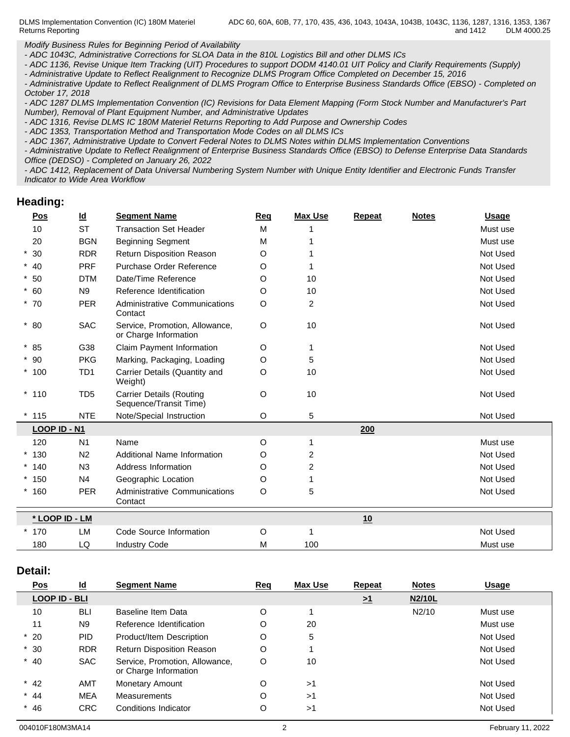*Modify Business Rules for Beginning Period of Availability*
*- ADC 1043C, Administrative Corrections for SLOA Data in the 810L Logistics Bill and other DLMS ICs*
*- ADC 1136, Revise Unique Item Tracking (UIT) Procedures to support DODM 4140.01 UIT Policy and Clarify Requirements (Supply)*
*- Administrative Update to Reflect Realignment to Recognize DLMS Program Office Completed on December 15, 2016*
*- Administrative Update to Reflect Realignment of DLMS Program Office to Enterprise Business Standards Office (EBSO) - Completed on October 17, 2018*
*- ADC 1287 DLMS Implementation Convention (IC) Revisions for Data Element Mapping (Form Stock Number and Manufacturer's Part Number), Removal of Plant Equipment Number, and Administrative Updates*
*- ADC 1316, Revise DLMS IC 180M Materiel Returns Reporting to Add Purpose and Ownership Codes*
*- ADC 1353, Transportation Method and Transportation Mode Codes on all DLMS ICs*
*- ADC 1367, Administrative Update to Convert Federal Notes to DLMS Notes within DLMS Implementation Conventions*
*- Administrative Update to Reflect Realignment of Enterprise Business Standards Office (EBSO) to Defense Enterprise Data Standards Office (DEDSO) - Completed on January 26, 2022*
*- ADC 1412, Replacement of Data Universal Numbering System Number with Unique Entity Identifier and Electronic Funds Transfer Indicator to Wide Area Workflow*

## Heading:

| Pos | Id | Segment Name | Req | Max Use | Repeat | Notes | Usage |
|---|---|---|---|---|---|---|---|
| 10 | ST | Transaction Set Header | M | 1 | | | Must use |
| 20 | BGN | Beginning Segment | M | 1 | | | Must use |
| * 30 | RDR | Return Disposition Reason | O | 1 | | | Not Used |
| * 40 | PRF | Purchase Order Reference | O | 1 | | | Not Used |
| * 50 | DTM | Date/Time Reference | O | 10 | | | Not Used |
| * 60 | N9 | Reference Identification | O | 10 | | | Not Used |
| * 70 | PER | Administrative Communications Contact | O | 2 | | | Not Used |
| * 80 | SAC | Service, Promotion, Allowance, or Charge Information | O | 10 | | | Not Used |
| * 85 | G38 | Claim Payment Information | O | 1 | | | Not Used |
| * 90 | PKG | Marking, Packaging, Loading | O | 5 | | | Not Used |
| * 100 | TD1 | Carrier Details (Quantity and Weight) | O | 10 | | | Not Used |
| * 110 | TD5 | Carrier Details (Routing Sequence/Transit Time) | O | 10 | | | Not Used |
| * 115 | NTE | Note/Special Instruction | O | 5 | | | Not Used |
| **LOOP ID - N1** | | | | | **200** | | |
| 120 | N1 | Name | O | 1 | | | Must use |
| * 130 | N2 | Additional Name Information | O | 2 | | | Not Used |
| * 140 | N3 | Address Information | O | 2 | | | Not Used |
| * 150 | N4 | Geographic Location | O | 1 | | | Not Used |
| * 160 | PER | Administrative Communications Contact | O | 5 | | | Not Used |
| **\* LOOP ID - LM** | | | | | **10** | | |
| * 170 | LM | Code Source Information | O | 1 | | | Not Used |
| 180 | LQ | Industry Code | M | 100 | | | Must use |

## Detail:

| Pos | Id | Segment Name | Req | Max Use | Repeat | Notes | Usage |
|---|---|---|---|---|---|---|---|
| **LOOP ID - BLI** | | | | | **>1** | **N2/10L** | |
| 10 | BLI | Baseline Item Data | O | 1 | | N2/10 | Must use |
| 11 | N9 | Reference Identification | O | 20 | | | Must use |
| * 20 | PID | Product/Item Description | O | 5 | | | Not Used |
| * 30 | RDR | Return Disposition Reason | O | 1 | | | Not Used |
| * 40 | SAC | Service, Promotion, Allowance, or Charge Information | O | 10 | | | Not Used |
| * 42 | AMT | Monetary Amount | O | >1 | | | Not Used |
| * 44 | MEA | Measurements | O | >1 | | | Not Used |
| * 46 | CRC | Conditions Indicator | O | >1 | | | Not Used |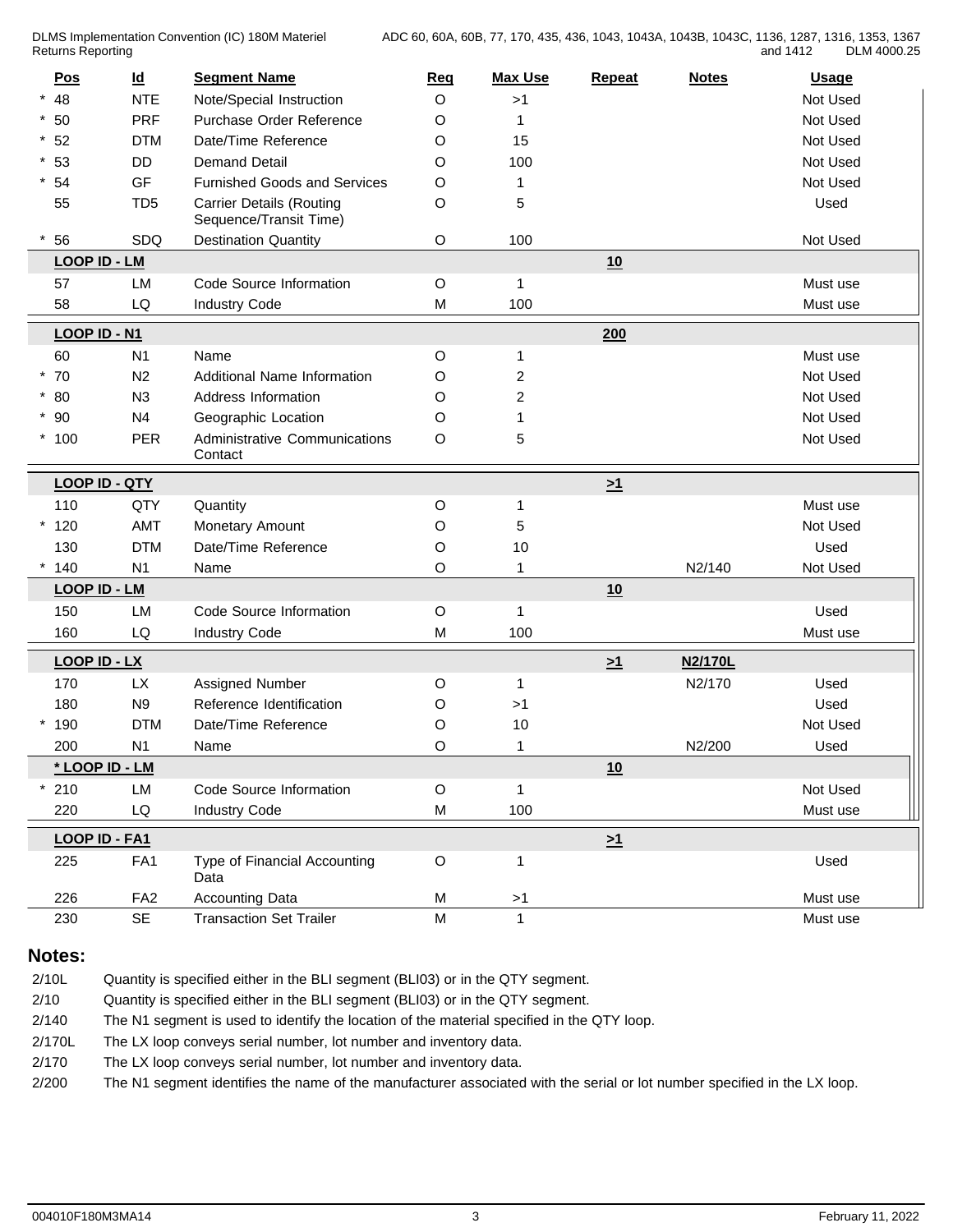| Pos | Id | Segment Name | Req | Max Use | Repeat | Notes | Usage |
|---|---|---|---|---|---|---|---|
| * 48 | NTE | Note/Special Instruction | O | >1 | | | Not Used |
| * 50 | PRF | Purchase Order Reference | O | 1 | | | Not Used |
| * 52 | DTM | Date/Time Reference | O | 15 | | | Not Used |
| * 53 | DD | Demand Detail | O | 100 | | | Not Used |
| * 54 | GF | Furnished Goods and Services | O | 1 | | | Not Used |
| 55 | TD5 | Carrier Details (Routing Sequence/Transit Time) | O | 5 | | | Used |
| * 56 | SDQ | Destination Quantity | O | 100 | | | Not Used |
| **LOOP ID - LM** | | | | | **10** | | |
| 57 | LM | Code Source Information | O | 1 | | | Must use |
| 58 | LQ | Industry Code | M | 100 | | | Must use |
| **LOOP ID - N1** | | | | | **200** | | |
| 60 | N1 | Name | O | 1 | | | Must use |
| * 70 | N2 | Additional Name Information | O | 2 | | | Not Used |
| * 80 | N3 | Address Information | O | 2 | | | Not Used |
| * 90 | N4 | Geographic Location | O | 1 | | | Not Used |
| * 100 | PER | Administrative Communications Contact | O | 5 | | | Not Used |
| **LOOP ID - QTY** | | | | | **>1** | | |
| 110 | QTY | Quantity | O | 1 | | | Must use |
| * 120 | AMT | Monetary Amount | O | 5 | | | Not Used |
| 130 | DTM | Date/Time Reference | O | 10 | | | Used |
| * 140 | N1 | Name | O | 1 | | N2/140 | Not Used |
| **LOOP ID - LM** | | | | | **10** | | |
| 150 | LM | Code Source Information | O | 1 | | | Used |
| 160 | LQ | Industry Code | M | 100 | | | Must use |
| **LOOP ID - LX** | | | | | **>1** | **N2/170L** | |
| 170 | LX | Assigned Number | O | 1 | | N2/170 | Used |
| 180 | N9 | Reference Identification | O | >1 | | | Used |
| * 190 | DTM | Date/Time Reference | O | 10 | | | Not Used |
| 200 | N1 | Name | O | 1 | | N2/200 | Used |
| **\* LOOP ID - LM** | | | | | **10** | | |
| * 210 | LM | Code Source Information | O | 1 | | | Not Used |
| 220 | LQ | Industry Code | M | 100 | | | Must use |
| **LOOP ID - FA1** | | | | | **>1** | | |
| 225 | FA1 | Type of Financial Accounting Data | O | 1 | | | Used |
| 226 | FA2 | Accounting Data | M | >1 | | | Must use |
| 230 | SE | Transaction Set Trailer | M | 1 | | | Must use |

## Notes:

| | |
|---|---|
| 2/10L | Quantity is specified either in the BLI segment (BLI03) or in the QTY segment. |
| 2/10 | Quantity is specified either in the BLI segment (BLI03) or in the QTY segment. |
| 2/140 | The N1 segment is used to identify the location of the material specified in the QTY loop. |
| 2/170L | The LX loop conveys serial number, lot number and inventory data. |
| 2/170 | The LX loop conveys serial number, lot number and inventory data. |
| 2/200 | The N1 segment identifies the name of the manufacturer associated with the serial or lot number specified in the LX loop. |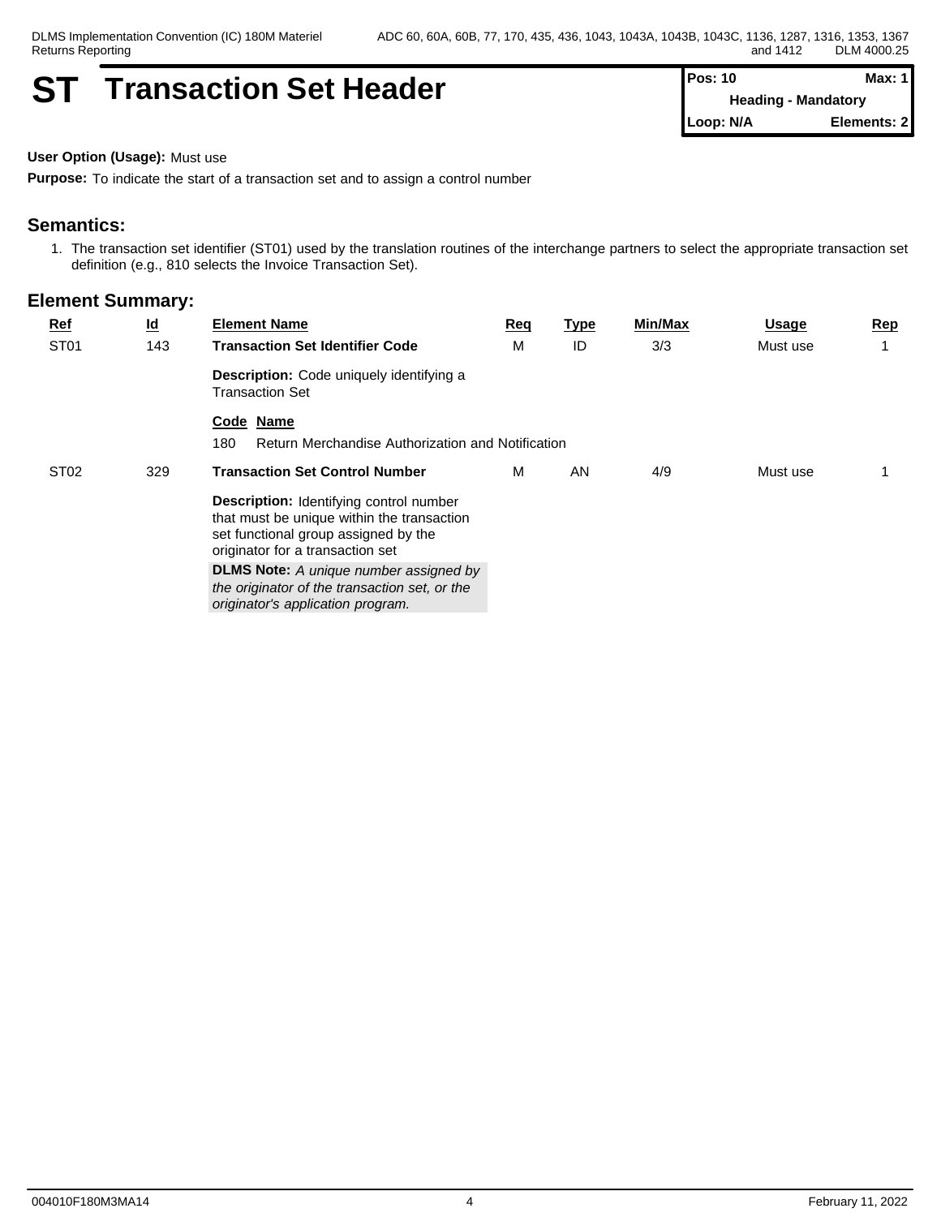# ST Transaction Set Header

| Pos: 10 | Max: 1 |
|---|---|
| Heading - Mandatory | |
| Loop: N/A | Elements: 2 |

**User Option (Usage):** Must use

**Purpose:** To indicate the start of a transaction set and to assign a control number

## Semantics:

1. The transaction set identifier (ST01) used by the translation routines of the interchange partners to select the appropriate transaction set definition (e.g., 810 selects the Invoice Transaction Set).

## Element Summary:

| Ref | Id | Element Name | Req | Type | Min/Max | Usage | Rep |
|---|---|---|---|---|---|---|---|
| ST01 | 143 | **Transaction Set Identifier Code** | M | ID | 3/3 | Must use | 1 |
| | | **Description:** Code uniquely identifying a Transaction Set | | | | | |
| | | **Code Name** | | | | | |
| | | 180 Return Merchandise Authorization and Notification | | | | | |
| ST02 | 329 | **Transaction Set Control Number** | M | AN | 4/9 | Must use | 1 |
| | | **Description:** Identifying control number that must be unique within the transaction set functional group assigned by the originator for a transaction set | | | | | |
| | | **DLMS Note:** *A unique number assigned by the originator of the transaction set, or the originator's application program.* | | | | | |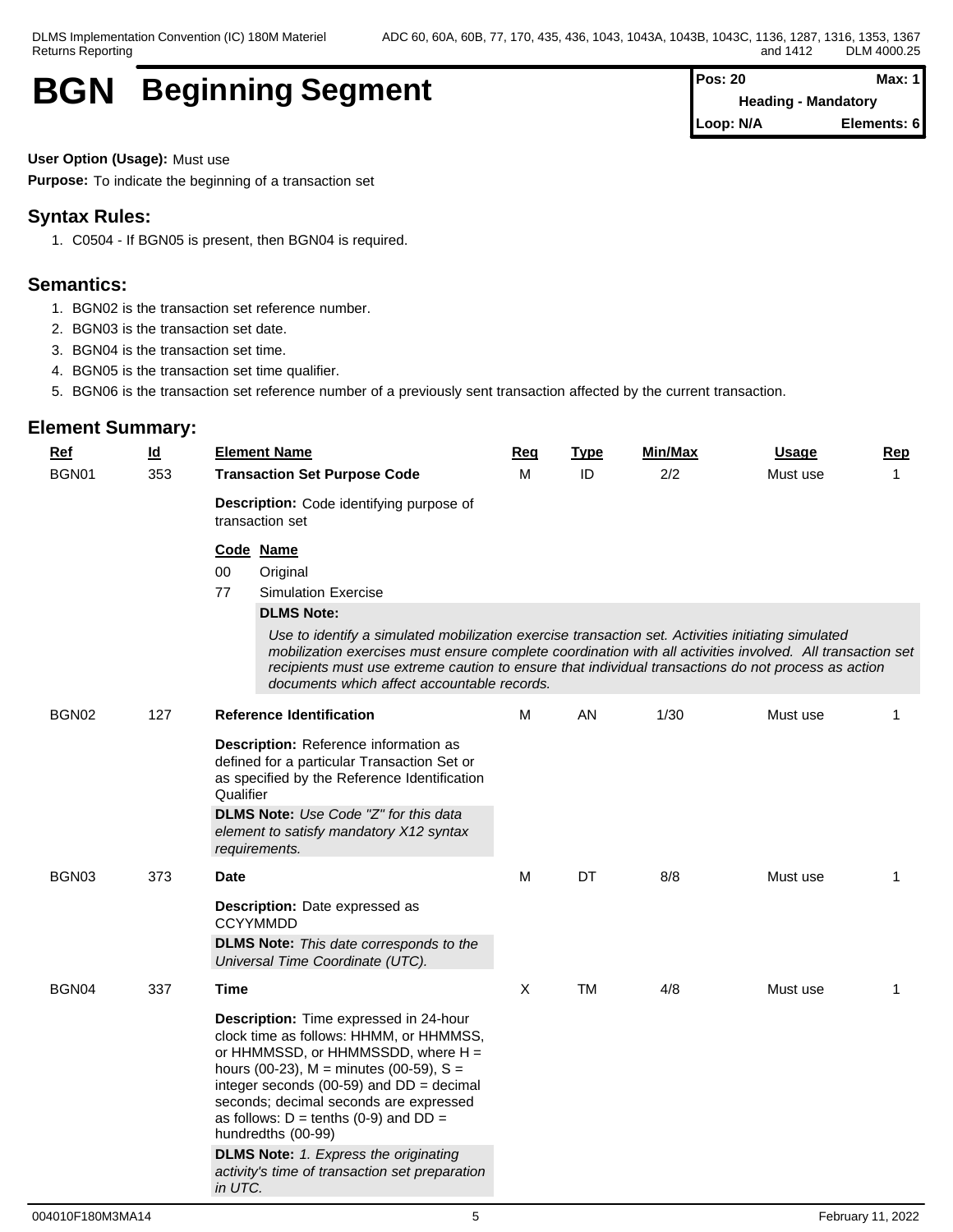# BGN Beginning Segment

| Pos: 20 | Max: 1 |
|---|---|
| Heading - Mandatory | |
| Loop: N/A | Elements: 6 |

**User Option (Usage):** Must use

**Purpose:** To indicate the beginning of a transaction set

## Syntax Rules:

1. C0504 - If BGN05 is present, then BGN04 is required.

## Semantics:

1. BGN02 is the transaction set reference number.
2. BGN03 is the transaction set date.
3. BGN04 is the transaction set time.
4. BGN05 is the transaction set time qualifier.
5. BGN06 is the transaction set reference number of a previously sent transaction affected by the current transaction.

## Element Summary:

| Ref | Id | Element Name | Req | Type | Min/Max | Usage | Rep |
|---|---|---|---|---|---|---|---|
| BGN01 | 353 | **Transaction Set Purpose Code** | M | ID | 2/2 | Must use | 1 |
| | | **Description:** Code identifying purpose of transaction set | | | | | |
| | | **Code Name**<br>00 Original<br>77 Simulation Exercise<br>**DLMS Note:** *Use to identify a simulated mobilization exercise transaction set. Activities initiating simulated mobilization exercises must ensure complete coordination with all activities involved. All transaction set recipients must use extreme caution to ensure that individual transactions do not process as action documents which affect accountable records.* | | | | | |
| BGN02 | 127 | **Reference Identification** | M | AN | 1/30 | Must use | 1 |
| | | **Description:** Reference information as defined for a particular Transaction Set or as specified by the Reference Identification Qualifier<br>**DLMS Note:** *Use Code "Z" for this data element to satisfy mandatory X12 syntax requirements.* | | | | | |
| BGN03 | 373 | **Date** | M | DT | 8/8 | Must use | 1 |
| | | **Description:** Date expressed as CCYYMMDD<br>**DLMS Note:** *This date corresponds to the Universal Time Coordinate (UTC).* | | | | | |
| BGN04 | 337 | **Time** | X | TM | 4/8 | Must use | 1 |
| | | **Description:** Time expressed in 24-hour clock time as follows: HHMM, or HHMMSS, or HHMMSSD, or HHMMSSDD, where H = hours (00-23), M = minutes (00-59), S = integer seconds (00-59) and DD = decimal seconds; decimal seconds are expressed as follows: D = tenths (0-9) and DD = hundredths (00-99)<br>**DLMS Note:** *1. Express the originating activity's time of transaction set preparation in UTC.* | | | | | |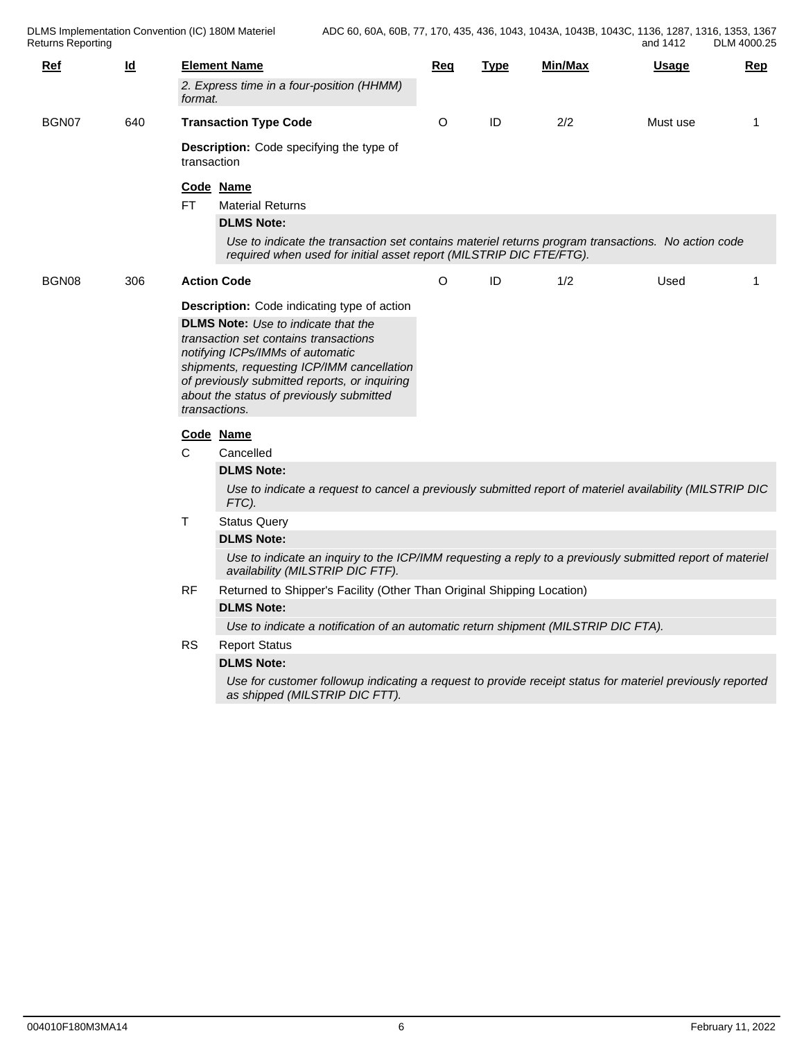| Ref | Id | Element Name | Req | Type | Min/Max | Usage | Rep |
|---|---|---|---|---|---|---|---|
| | | *2. Express time in a four-position (HHMM) format.* | | | | | |
| BGN07 | 640 | **Transaction Type Code** | O | ID | 2/2 | Must use | 1 |

**Description:** Code specifying the type of transaction

**Code Name**

FT Material Returns

**DLMS Note:**

*Use to indicate the transaction set contains materiel returns program transactions. No action code required when used for initial asset report (MILSTRIP DIC FTE/FTG).*

| Ref | Id | Element Name | Req | Type | Min/Max | Usage | Rep |
|---|---|---|---|---|---|---|---|
| BGN08 | 306 | **Action Code** | O | ID | 1/2 | Used | 1 |

**Description:** Code indicating type of action

**DLMS Note:** *Use to indicate that the transaction set contains transactions notifying ICPs/IMMs of automatic shipments, requesting ICP/IMM cancellation of previously submitted reports, or inquiring about the status of previously submitted transactions.*

**Code Name**

C Cancelled

**DLMS Note:**

*Use to indicate a request to cancel a previously submitted report of materiel availability (MILSTRIP DIC FTC).*

T Status Query

**DLMS Note:**

*Use to indicate an inquiry to the ICP/IMM requesting a reply to a previously submitted report of materiel availability (MILSTRIP DIC FTF).*

RF Returned to Shipper's Facility (Other Than Original Shipping Location)

**DLMS Note:**

*Use to indicate a notification of an automatic return shipment (MILSTRIP DIC FTA).*

RS Report Status

**DLMS Note:**

*Use for customer followup indicating a request to provide receipt status for materiel previously reported as shipped (MILSTRIP DIC FTT).*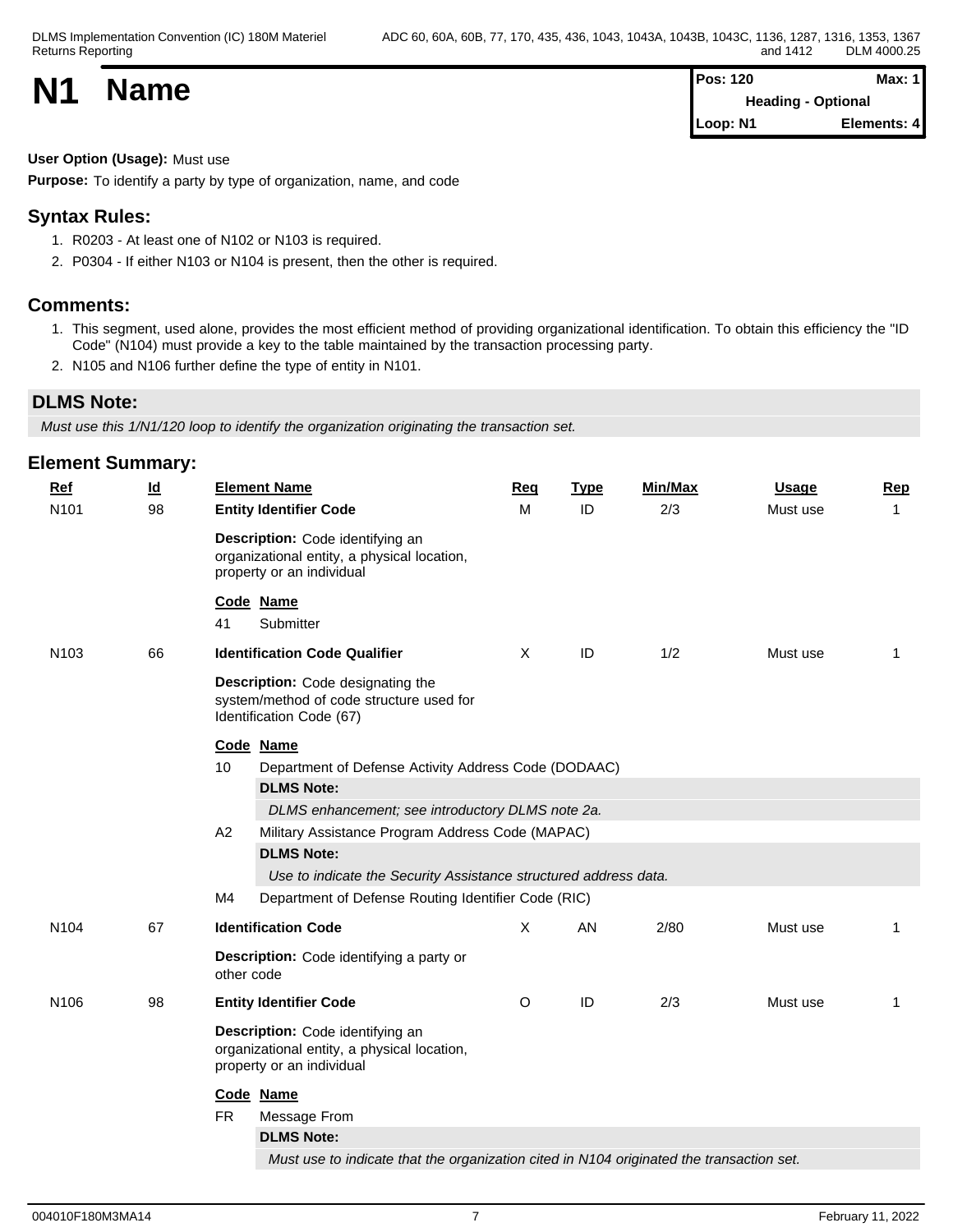# N1 Name

| Pos: 120 | Max: 1 |
|---|---|
| Heading - Optional | |
| Loop: N1 | Elements: 4 |

**User Option (Usage):** Must use

**Purpose:** To identify a party by type of organization, name, and code

## Syntax Rules:

1. R0203 - At least one of N102 or N103 is required.
2. P0304 - If either N103 or N104 is present, then the other is required.

## Comments:

1. This segment, used alone, provides the most efficient method of providing organizational identification. To obtain this efficiency the "ID Code" (N104) must provide a key to the table maintained by the transaction processing party.
2. N105 and N106 further define the type of entity in N101.

## DLMS Note:

*Must use this 1/N1/120 loop to identify the organization originating the transaction set.*

## Element Summary:

| Ref | Id | Element Name | Req | Type | Min/Max | Usage | Rep |
|---|---|---|---|---|---|---|---|
| N101 | 98 | **Entity Identifier Code** | M | ID | 2/3 | Must use | 1 |
| | | **Description:** Code identifying an organizational entity, a physical location, property or an individual | | | | | |
| | | **Code Name**<br>41 Submitter | | | | | |
| N103 | 66 | **Identification Code Qualifier** | X | ID | 1/2 | Must use | 1 |
| | | **Description:** Code designating the system/method of code structure used for Identification Code (67) | | | | | |
| | | **Code Name**<br>10 Department of Defense Activity Address Code (DODAAC)<br>**DLMS Note:** *DLMS enhancement; see introductory DLMS note 2a.*<br>A2 Military Assistance Program Address Code (MAPAC)<br>**DLMS Note:** *Use to indicate the Security Assistance structured address data.*<br>M4 Department of Defense Routing Identifier Code (RIC) | | | | | |
| N104 | 67 | **Identification Code** | X | AN | 2/80 | Must use | 1 |
| | | **Description:** Code identifying a party or other code | | | | | |
| N106 | 98 | **Entity Identifier Code** | O | ID | 2/3 | Must use | 1 |
| | | **Description:** Code identifying an organizational entity, a physical location, property or an individual | | | | | |
| | | **Code Name**<br>FR Message From<br>**DLMS Note:** *Must use to indicate that the organization cited in N104 originated the transaction set.* | | | | | |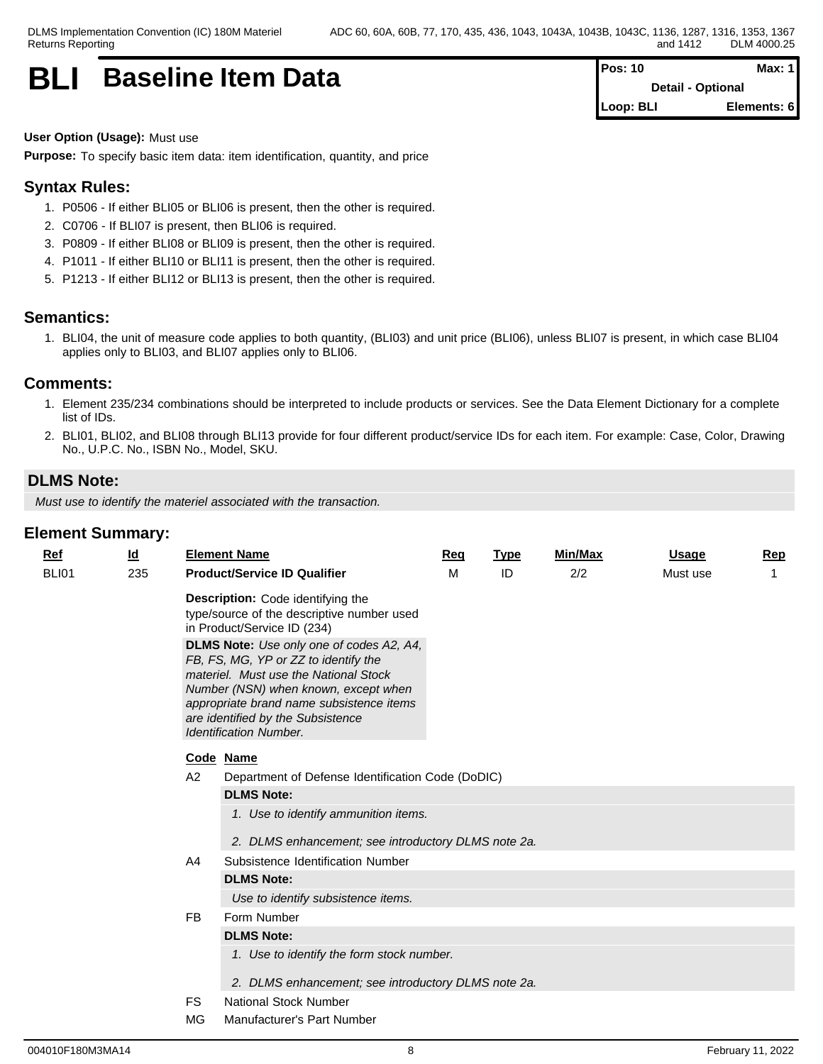# BLI Baseline Item Data

| Pos: 10 | Max: 1 |
|---|---|
| Detail - Optional | |
| Loop: BLI | Elements: 6 |

**User Option (Usage):** Must use

**Purpose:** To specify basic item data: item identification, quantity, and price

## Syntax Rules:

1. P0506 - If either BLI05 or BLI06 is present, then the other is required.
2. C0706 - If BLI07 is present, then BLI06 is required.
3. P0809 - If either BLI08 or BLI09 is present, then the other is required.
4. P1011 - If either BLI10 or BLI11 is present, then the other is required.
5. P1213 - If either BLI12 or BLI13 is present, then the other is required.

## Semantics:

1. BLI04, the unit of measure code applies to both quantity, (BLI03) and unit price (BLI06), unless BLI07 is present, in which case BLI04 applies only to BLI03, and BLI07 applies only to BLI06.

## Comments:

1. Element 235/234 combinations should be interpreted to include products or services. See the Data Element Dictionary for a complete list of IDs.
2. BLI01, BLI02, and BLI08 through BLI13 provide for four different product/service IDs for each item. For example: Case, Color, Drawing No., U.P.C. No., ISBN No., Model, SKU.

## DLMS Note:

*Must use to identify the materiel associated with the transaction.*

## Element Summary:

| Ref | Id | Element Name | Req | Type | Min/Max | Usage | Rep |
|---|---|---|---|---|---|---|---|
| BLI01 | 235 | **Product/Service ID Qualifier** | M | ID | 2/2 | Must use | 1 |

**Description:** Code identifying the type/source of the descriptive number used in Product/Service ID (234)

**DLMS Note:** *Use only one of codes A2, A4, FB, FS, MG, YP or ZZ to identify the materiel. Must use the National Stock Number (NSN) when known, except when appropriate brand name subsistence items are identified by the Subsistence Identification Number.*

| Code | Name |
|---|---|
| A2 | Department of Defense Identification Code (DoDIC) |
| | **DLMS Note:** *1. Use to identify ammunition items.* *2. DLMS enhancement; see introductory DLMS note 2a.* |
| A4 | Subsistence Identification Number |
| | **DLMS Note:** *Use to identify subsistence items.* |
| FB | Form Number |
| | **DLMS Note:** *1. Use to identify the form stock number.* *2. DLMS enhancement; see introductory DLMS note 2a.* |
| FS | National Stock Number |
| MG | Manufacturer's Part Number |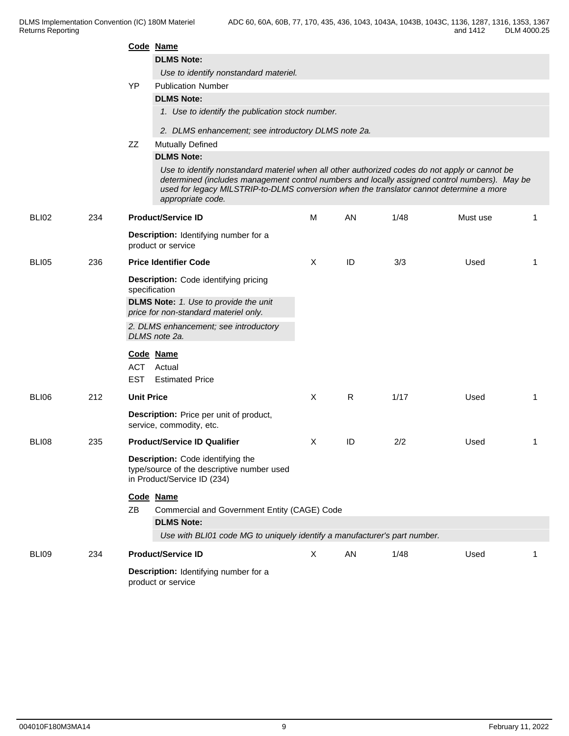| | | Code | Name | | | | | |
|---|---|---|---|---|---|---|---|---|
| | | | **DLMS Note:** | | | | | |
| | | | *Use to identify nonstandard materiel.* | | | | | |
| | | YP | Publication Number | | | | | |
| | | | **DLMS Note:** | | | | | |
| | | | *1. Use to identify the publication stock number.* | | | | | |
| | | | *2. DLMS enhancement; see introductory DLMS note 2a.* | | | | | |
| | | ZZ | Mutually Defined | | | | | |
| | | | **DLMS Note:** | | | | | |
| | | | *Use to identify nonstandard materiel when all other authorized codes do not apply or cannot be determined (includes management control numbers and locally assigned control numbers). May be used for legacy MILSTRIP-to-DLMS conversion when the translator cannot determine a more appropriate code.* | | | | | |

| Ref | Data Element | Name | Req | Type | Min/Max | Usage | Repeat |
|---|---|---|---|---|---|---|---|
| BLI02 | 234 | **Product/Service ID** | M | AN | 1/48 | Must use | 1 |
| | | **Description:** Identifying number for a product or service | | | | | |
| BLI05 | 236 | **Price Identifier Code** | X | ID | 3/3 | Used | 1 |
| | | **Description:** Code identifying pricing specification | | | | | |
| | | **DLMS Note:** *1. Use to provide the unit price for non-standard materiel only.* | | | | | |
| | | *2. DLMS enhancement; see introductory DLMS note 2a.* | | | | | |
| | | **Code Name** | | | | | |
| | | ACT Actual | | | | | |
| | | EST Estimated Price | | | | | |
| BLI06 | 212 | **Unit Price** | X | R | 1/17 | Used | 1 |
| | | **Description:** Price per unit of product, service, commodity, etc. | | | | | |
| BLI08 | 235 | **Product/Service ID Qualifier** | X | ID | 2/2 | Used | 1 |
| | | **Description:** Code identifying the type/source of the descriptive number used in Product/Service ID (234) | | | | | |
| | | **Code Name** | | | | | |
| | | ZB Commercial and Government Entity (CAGE) Code | | | | | |
| | | **DLMS Note:** *Use with BLI01 code MG to uniquely identify a manufacturer's part number.* | | | | | |
| BLI09 | 234 | **Product/Service ID** | X | AN | 1/48 | Used | 1 |
| | | **Description:** Identifying number for a product or service | | | | | |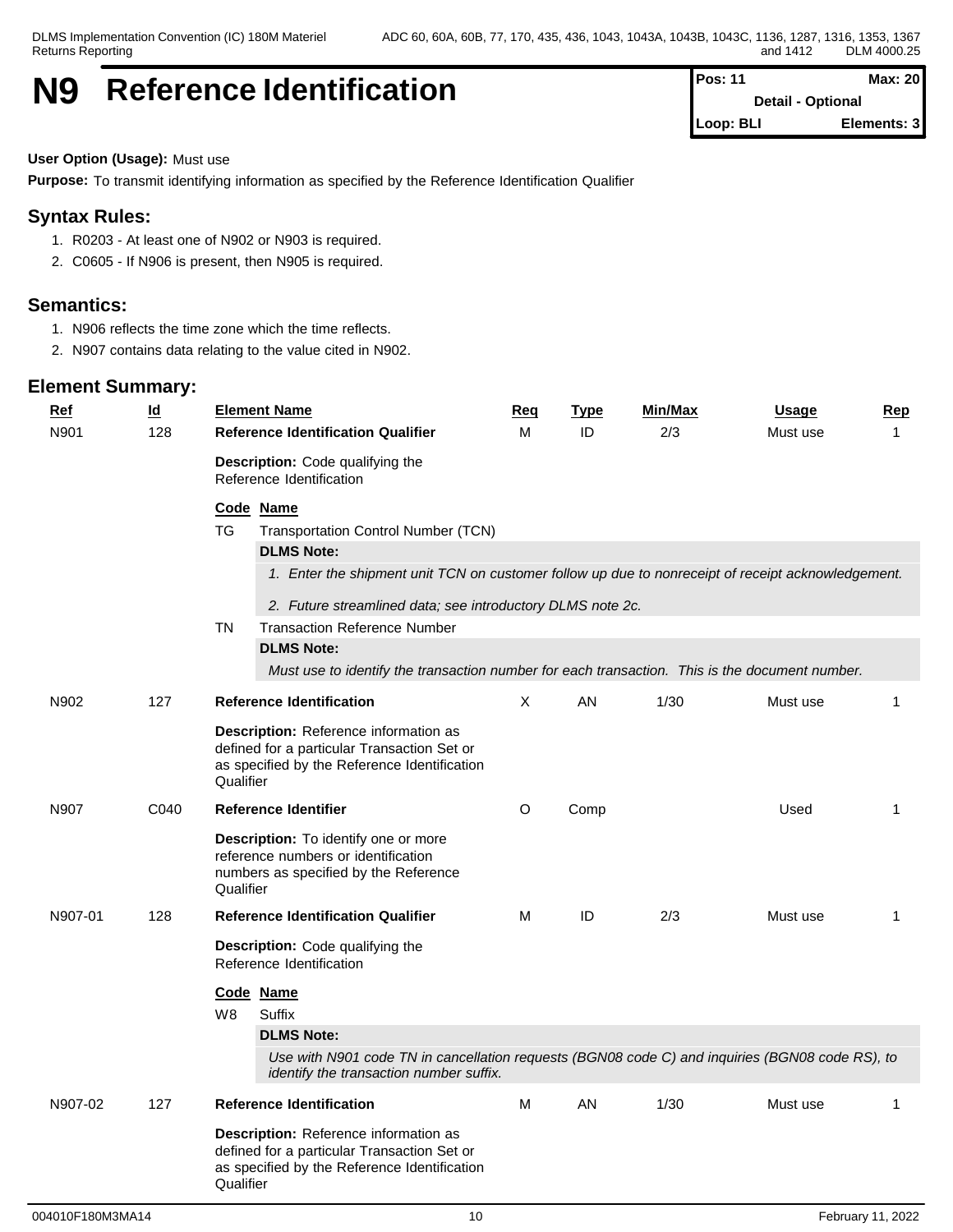# N9 Reference Identification

| Pos: 11 | Max: 20 |
|---|---|
| Detail - Optional | |
| Loop: BLI | Elements: 3 |

**User Option (Usage):** Must use

**Purpose:** To transmit identifying information as specified by the Reference Identification Qualifier

## Syntax Rules:

1. R0203 - At least one of N902 or N903 is required.
2. C0605 - If N906 is present, then N905 is required.

## Semantics:

1. N906 reflects the time zone which the time reflects.
2. N907 contains data relating to the value cited in N902.

## Element Summary:

| Ref | Id | Element Name | Req | Type | Min/Max | Usage | Rep |
|---|---|---|---|---|---|---|---|
| N901 | 128 | **Reference Identification Qualifier** | M | ID | 2/3 | Must use | 1 |
| | | **Description:** Code qualifying the Reference Identification | | | | | |
| N902 | 127 | **Reference Identification** | X | AN | 1/30 | Must use | 1 |
| | | **Description:** Reference information as defined for a particular Transaction Set or as specified by the Reference Identification Qualifier | | | | | |
| N907 | C040 | **Reference Identifier** | O | Comp | | Used | 1 |
| | | **Description:** To identify one or more reference numbers or identification numbers as specified by the Reference Qualifier | | | | | |
| N907-01 | 128 | **Reference Identification Qualifier** | M | ID | 2/3 | Must use | 1 |
| | | **Description:** Code qualifying the Reference Identification | | | | | |
| N907-02 | 127 | **Reference Identification** | M | AN | 1/30 | Must use | 1 |
| | | **Description:** Reference information as defined for a particular Transaction Set or as specified by the Reference Identification Qualifier | | | | | |

**N901 Codes:**

| Code | Name |
|---|---|
| TG | Transportation Control Number (TCN) |
| TN | Transaction Reference Number |

**TG — DLMS Note:**

1. *Enter the shipment unit TCN on customer follow up due to nonreceipt of receipt acknowledgement.*
2. *Future streamlined data; see introductory DLMS note 2c.*

**TN — DLMS Note:**

*Must use to identify the transaction number for each transaction. This is the document number.*

**N907-01 Codes:**

| Code | Name |
|---|---|
| W8 | Suffix |

**W8 — DLMS Note:**

*Use with N901 code TN in cancellation requests (BGN08 code C) and inquiries (BGN08 code RS), to identify the transaction number suffix.*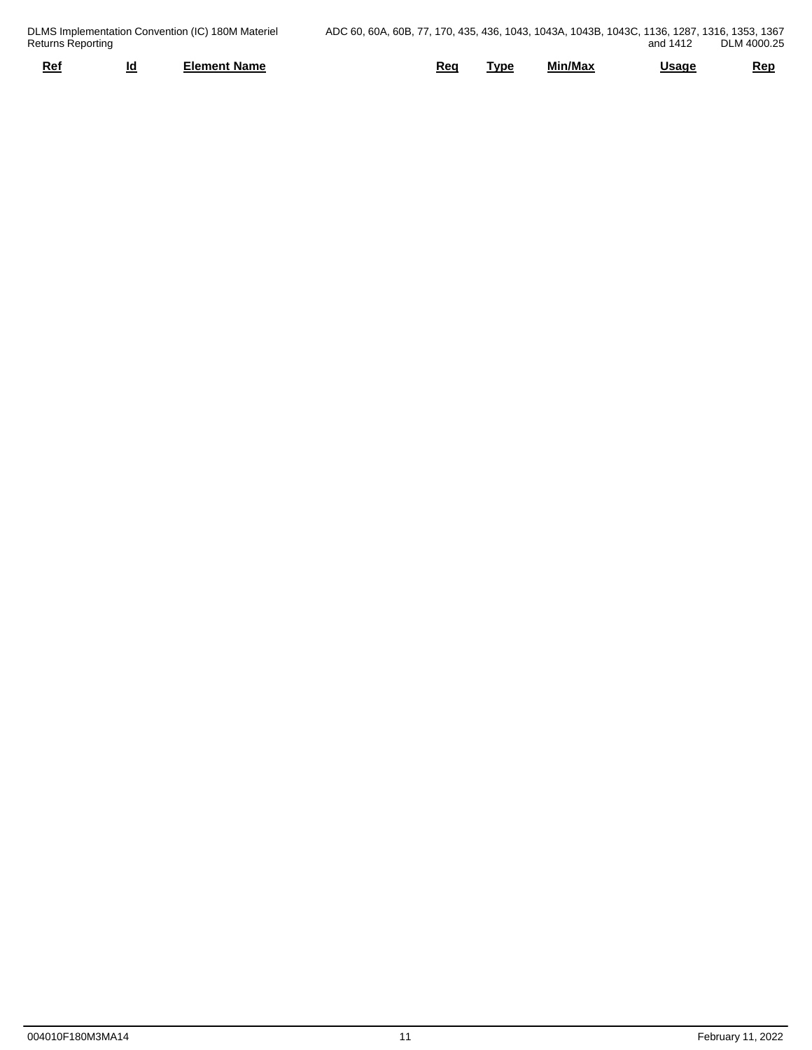| Ref | Id | Element Name | Req | Type | Min/Max | Usage | Rep |
| --- | --- | --- | --- | --- | --- | --- | --- |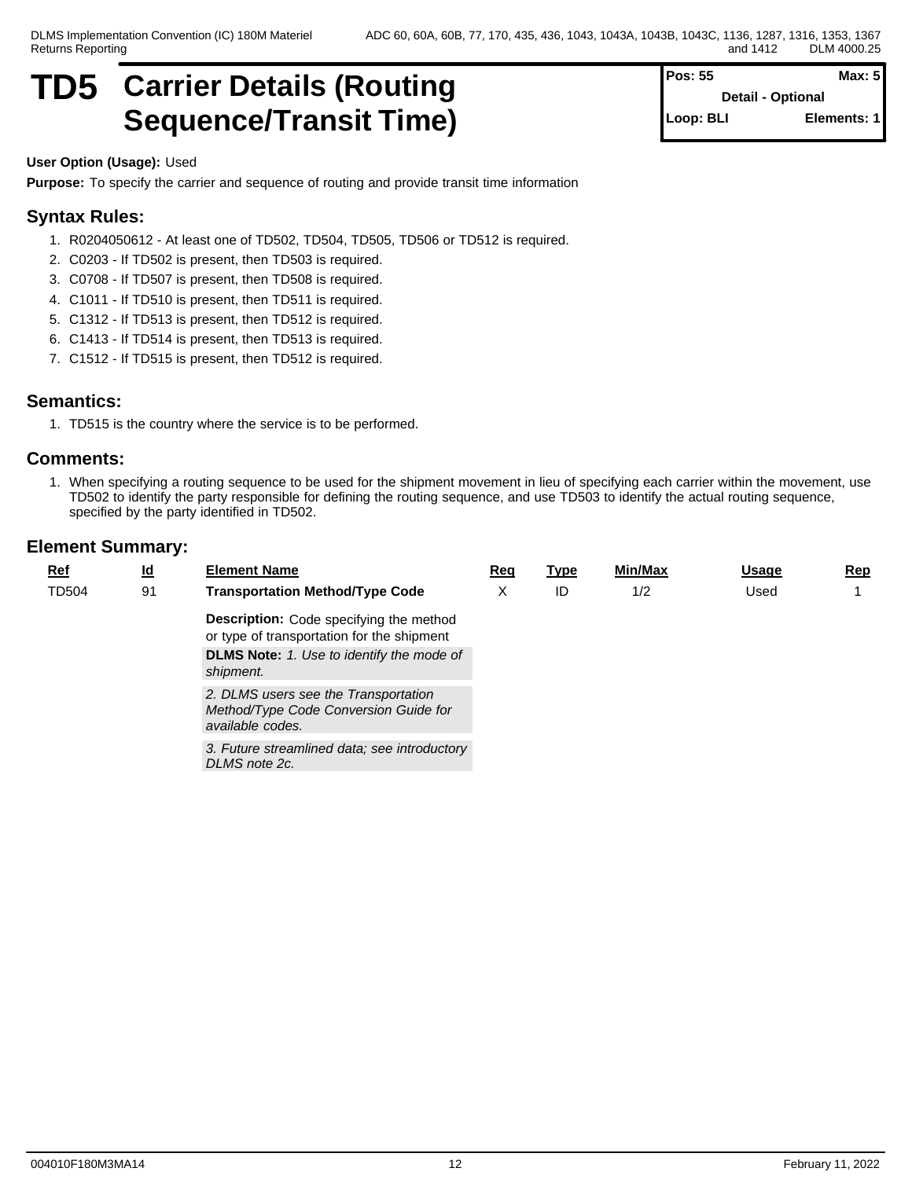# TD5 Carrier Details (Routing Sequence/Transit Time)

| Pos: 55 | Max: 5 |
|---|---|
| Detail - Optional | |
| Loop: BLI | Elements: 1 |

**User Option (Usage):** Used

**Purpose:** To specify the carrier and sequence of routing and provide transit time information

## Syntax Rules:

1. R0204050612 - At least one of TD502, TD504, TD505, TD506 or TD512 is required.
2. C0203 - If TD502 is present, then TD503 is required.
3. C0708 - If TD507 is present, then TD508 is required.
4. C1011 - If TD510 is present, then TD511 is required.
5. C1312 - If TD513 is present, then TD512 is required.
6. C1413 - If TD514 is present, then TD513 is required.
7. C1512 - If TD515 is present, then TD512 is required.

## Semantics:

1. TD515 is the country where the service is to be performed.

## Comments:

1. When specifying a routing sequence to be used for the shipment movement in lieu of specifying each carrier within the movement, use TD502 to identify the party responsible for defining the routing sequence, and use TD503 to identify the actual routing sequence, specified by the party identified in TD502.

## Element Summary:

| Ref | Id | Element Name | Req | Type | Min/Max | Usage | Rep |
|---|---|---|---|---|---|---|---|
| TD504 | 91 | **Transportation Method/Type Code** | X | ID | 1/2 | Used | 1 |
| | | **Description:** Code specifying the method or type of transportation for the shipment | | | | | |
| | | **DLMS Note:** *1. Use to identify the mode of shipment.* | | | | | |
| | | *2. DLMS users see the Transportation Method/Type Code Conversion Guide for available codes.* | | | | | |
| | | *3. Future streamlined data; see introductory DLMS note 2c.* | | | | | |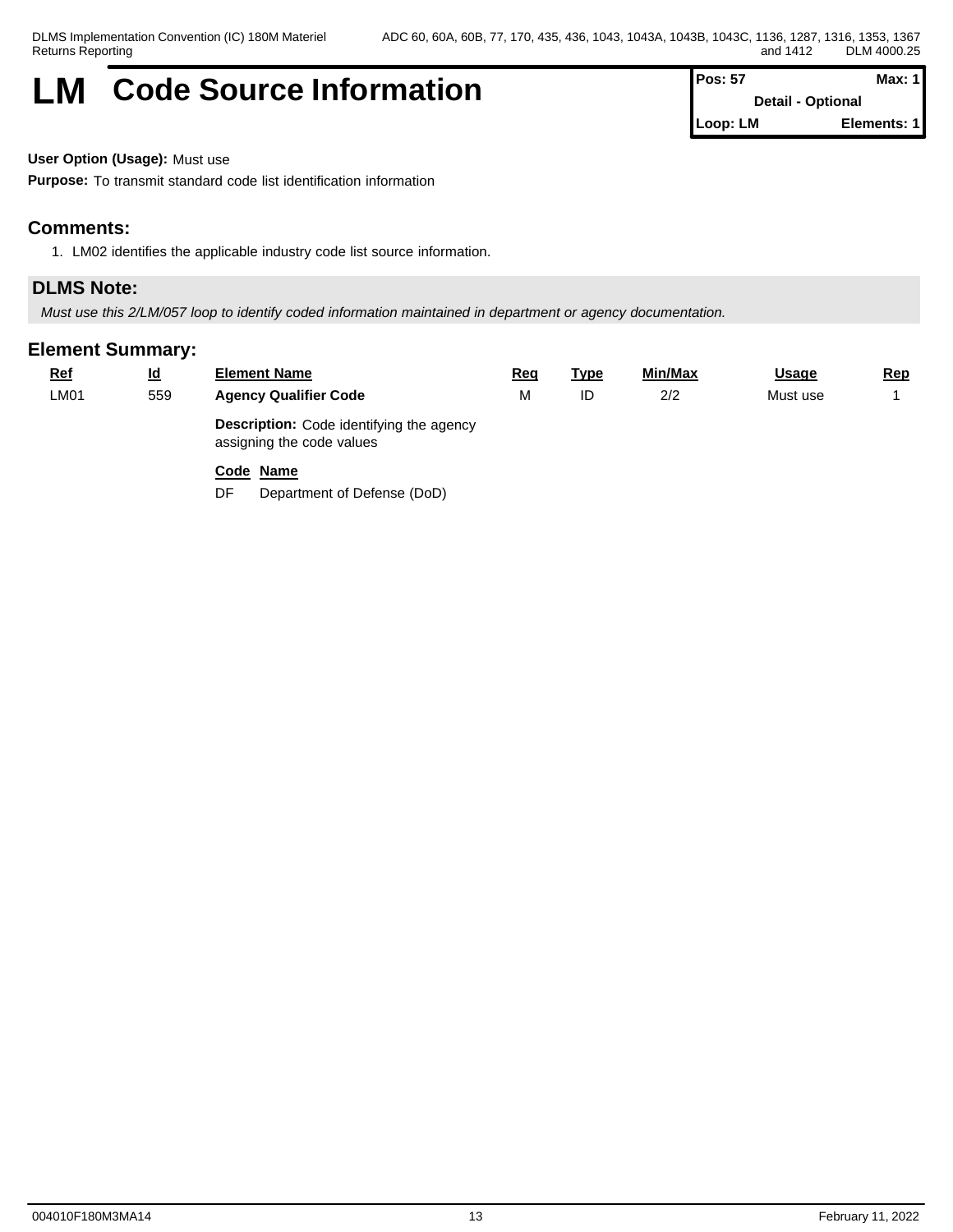# LM Code Source Information

| Pos: 57 | Max: 1 |
|---|---|
| Detail - Optional | |
| Loop: LM | Elements: 1 |

**User Option (Usage):** Must use

**Purpose:** To transmit standard code list identification information

## Comments:

1. LM02 identifies the applicable industry code list source information.

## DLMS Note:

*Must use this 2/LM/057 loop to identify coded information maintained in department or agency documentation.*

## Element Summary:

| Ref | Id | Element Name | Req | Type | Min/Max | Usage | Rep |
|---|---|---|---|---|---|---|---|
| LM01 | 559 | **Agency Qualifier Code** | M | ID | 2/2 | Must use | 1 |
| | | **Description:** Code identifying the agency assigning the code values | | | | | |

| Code | Name |
|---|---|
| DF | Department of Defense (DoD) |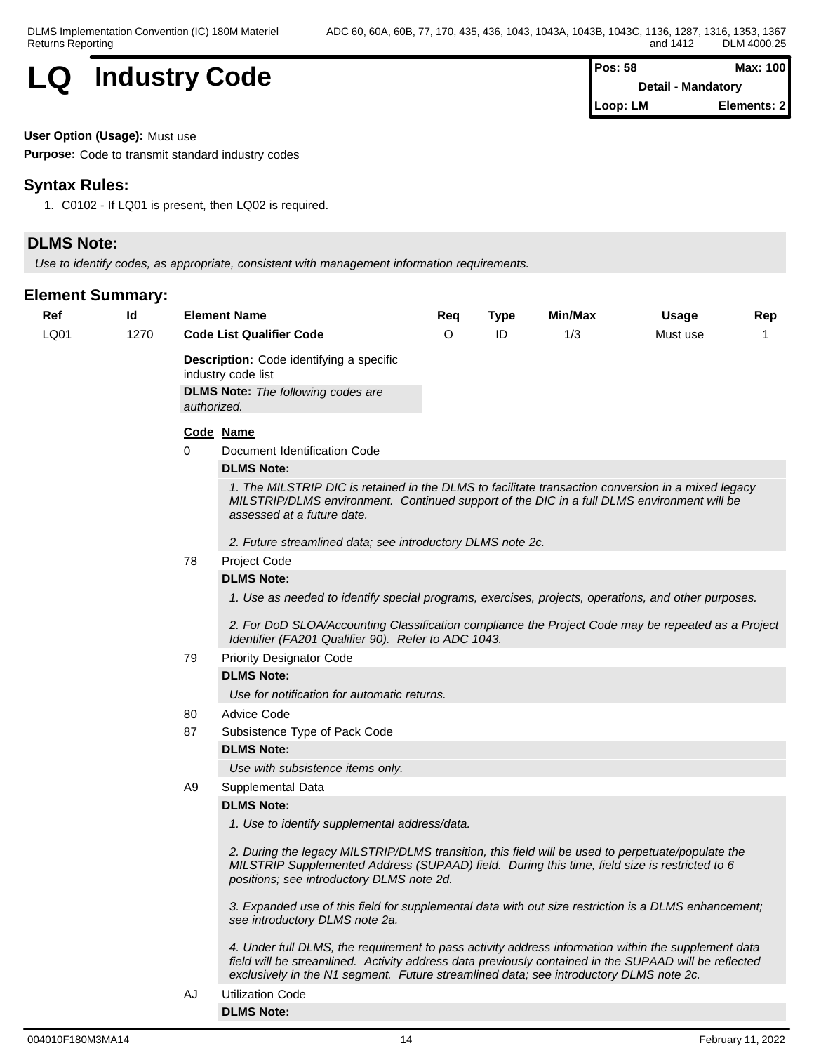# LQ Industry Code

| Pos: 58 | Max: 100 |
|---|---|
| Detail - Mandatory | |
| Loop: LM | Elements: 2 |

**User Option (Usage):** Must use

**Purpose:** Code to transmit standard industry codes

## Syntax Rules:

1. C0102 - If LQ01 is present, then LQ02 is required.

## DLMS Note:

*Use to identify codes, as appropriate, consistent with management information requirements.*

## Element Summary:

| Ref | Id | Element Name | Req | Type | Min/Max | Usage | Rep |
|---|---|---|---|---|---|---|---|
| LQ01 | 1270 | **Code List Qualifier Code** | O | ID | 1/3 | Must use | 1 |

**Description:** Code identifying a specific industry code list

**DLMS Note:** *The following codes are authorized.*

**Code Name**

**0** Document Identification Code

**DLMS Note:**

*1. The MILSTRIP DIC is retained in the DLMS to facilitate transaction conversion in a mixed legacy MILSTRIP/DLMS environment. Continued support of the DIC in a full DLMS environment will be assessed at a future date.*

*2. Future streamlined data; see introductory DLMS note 2c.*

**78** Project Code

**DLMS Note:**

*1. Use as needed to identify special programs, exercises, projects, operations, and other purposes.*

*2. For DoD SLOA/Accounting Classification compliance the Project Code may be repeated as a Project Identifier (FA201 Qualifier 90). Refer to ADC 1043.*

**79** Priority Designator Code

**DLMS Note:**

*Use for notification for automatic returns.*

**80** Advice Code

**87** Subsistence Type of Pack Code

**DLMS Note:**

*Use with subsistence items only.*

**A9** Supplemental Data

**DLMS Note:**

*1. Use to identify supplemental address/data.*

*2. During the legacy MILSTRIP/DLMS transition, this field will be used to perpetuate/populate the MILSTRIP Supplemented Address (SUPAAD) field. During this time, field size is restricted to 6 positions; see introductory DLMS note 2d.*

*3. Expanded use of this field for supplemental data with out size restriction is a DLMS enhancement; see introductory DLMS note 2a.*

*4. Under full DLMS, the requirement to pass activity address information within the supplement data field will be streamlined. Activity address data previously contained in the SUPAAD will be reflected exclusively in the N1 segment. Future streamlined data; see introductory DLMS note 2c.*

**AJ** Utilization Code

**DLMS Note:**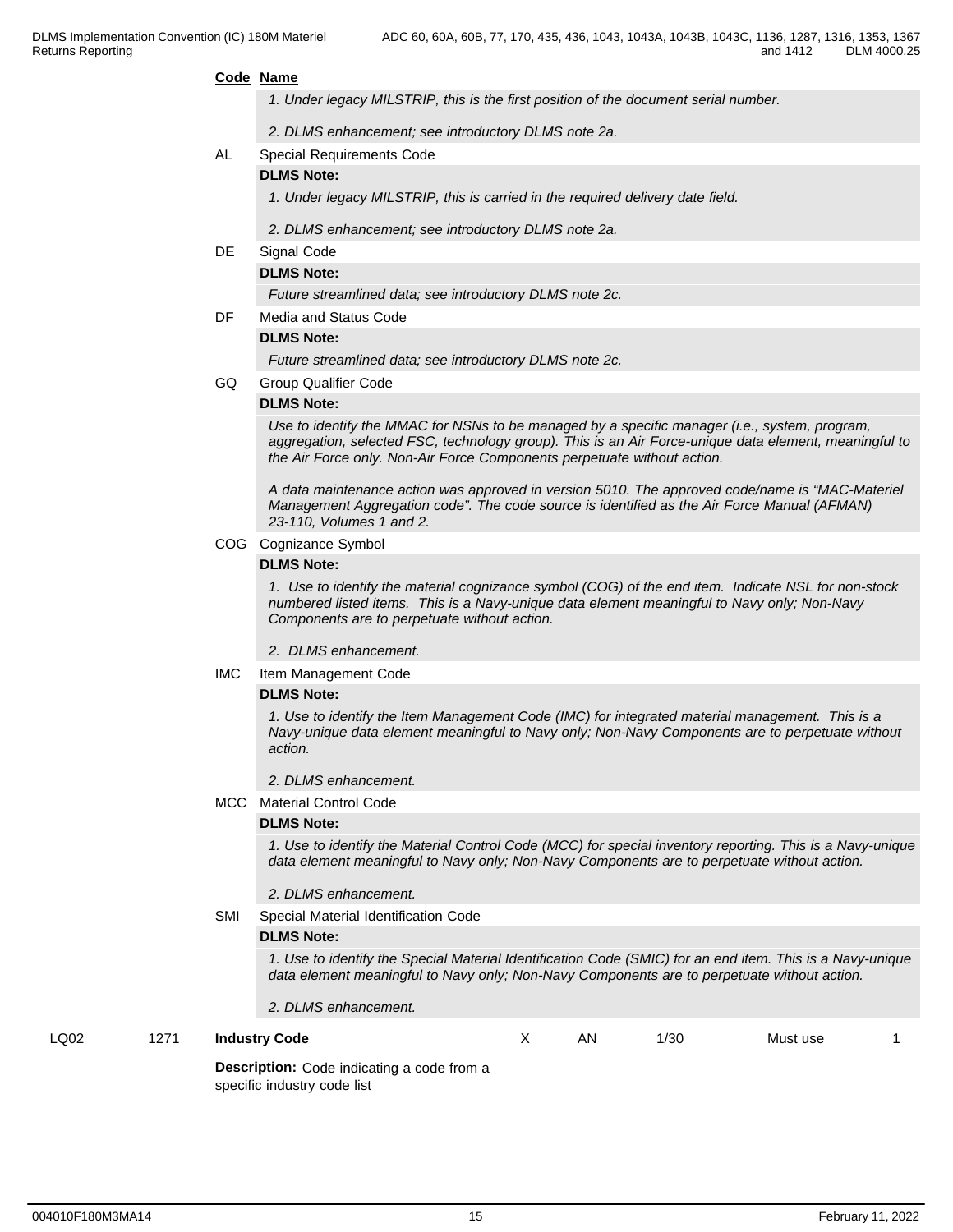**Code** **Name**

*1. Under legacy MILSTRIP, this is the first position of the document serial number.*

*2. DLMS enhancement; see introductory DLMS note 2a.*

AL Special Requirements Code

**DLMS Note:**

*1. Under legacy MILSTRIP, this is carried in the required delivery date field.*

*2. DLMS enhancement; see introductory DLMS note 2a.*

DE Signal Code

**DLMS Note:**

*Future streamlined data; see introductory DLMS note 2c.*

DF Media and Status Code

**DLMS Note:**

*Future streamlined data; see introductory DLMS note 2c.*

GQ Group Qualifier Code

**DLMS Note:**

*Use to identify the MMAC for NSNs to be managed by a specific manager (i.e., system, program, aggregation, selected FSC, technology group). This is an Air Force-unique data element, meaningful to the Air Force only. Non-Air Force Components perpetuate without action.*

*A data maintenance action was approved in version 5010. The approved code/name is "MAC-Materiel Management Aggregation code". The code source is identified as the Air Force Manual (AFMAN) 23-110, Volumes 1 and 2.*

COG Cognizance Symbol

**DLMS Note:**

*1. Use to identify the material cognizance symbol (COG) of the end item. Indicate NSL for non-stock numbered listed items. This is a Navy-unique data element meaningful to Navy only; Non-Navy Components are to perpetuate without action.*

*2. DLMS enhancement.*

IMC Item Management Code

**DLMS Note:**

*1. Use to identify the Item Management Code (IMC) for integrated material management. This is a Navy-unique data element meaningful to Navy only; Non-Navy Components are to perpetuate without action.*

*2. DLMS enhancement.*

MCC Material Control Code

**DLMS Note:**

*1. Use to identify the Material Control Code (MCC) for special inventory reporting. This is a Navy-unique data element meaningful to Navy only; Non-Navy Components are to perpetuate without action.*

*2. DLMS enhancement.*

SMI Special Material Identification Code

**DLMS Note:**

*1. Use to identify the Special Material Identification Code (SMIC) for an end item. This is a Navy-unique data element meaningful to Navy only; Non-Navy Components are to perpetuate without action.*

*2. DLMS enhancement.*

| | | | | | | | |
|---|---|---|---|---|---|---|---|
| LQ02 | 1271 | **Industry Code** | X | AN | 1/30 | Must use | 1 |

**Description:** Code indicating a code from a specific industry code list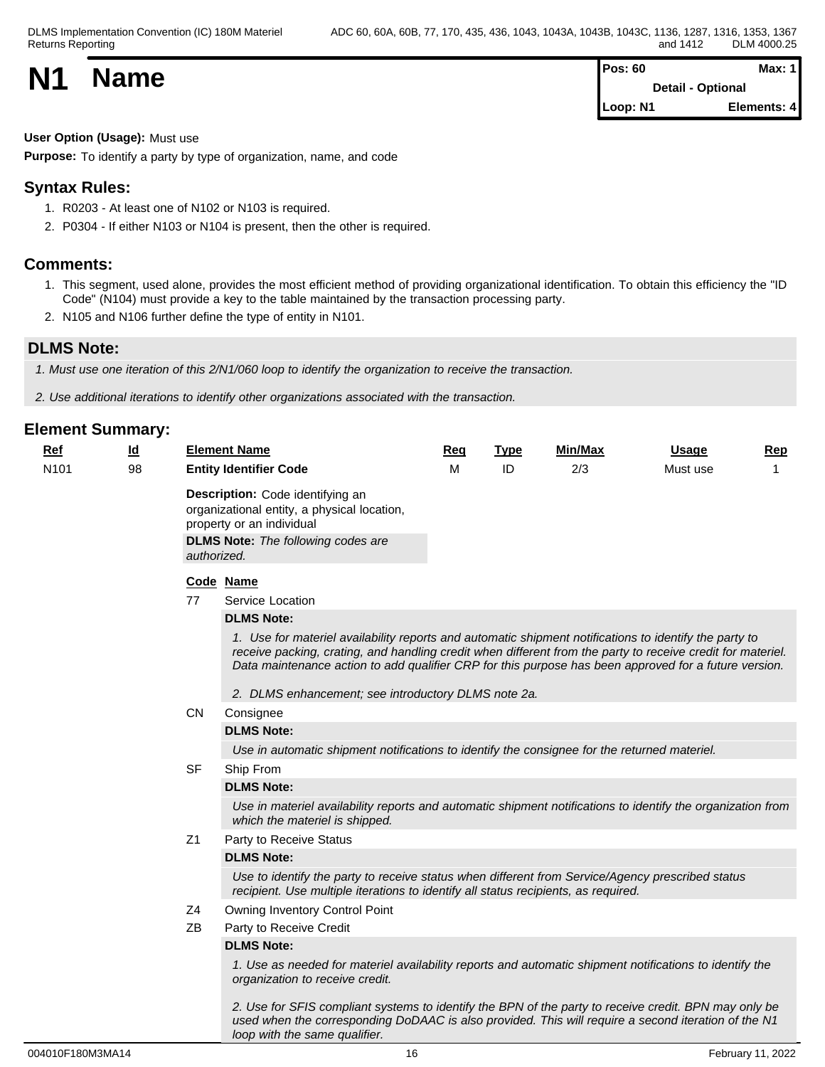# N1 Name

| Pos: 60 | Max: 1 |
|---|---|
| Detail - Optional | |
| Loop: N1 | Elements: 4 |

**User Option (Usage):** Must use

**Purpose:** To identify a party by type of organization, name, and code

## Syntax Rules:

1. R0203 - At least one of N102 or N103 is required.
2. P0304 - If either N103 or N104 is present, then the other is required.

## Comments:

1. This segment, used alone, provides the most efficient method of providing organizational identification. To obtain this efficiency the "ID Code" (N104) must provide a key to the table maintained by the transaction processing party.
2. N105 and N106 further define the type of entity in N101.

## DLMS Note:

*1. Must use one iteration of this 2/N1/060 loop to identify the organization to receive the transaction.*

*2. Use additional iterations to identify other organizations associated with the transaction.*

## Element Summary:

| Ref | Id | Element Name | Req | Type | Min/Max | Usage | Rep |
|---|---|---|---|---|---|---|---|
| N101 | 98 | **Entity Identifier Code** | M | ID | 2/3 | Must use | 1 |

**Description:** Code identifying an organizational entity, a physical location, property or an individual

**DLMS Note:** *The following codes are authorized.*

| Code | Name |
|---|---|
| 77 | Service Location |
| CN | Consignee |
| SF | Ship From |
| Z1 | Party to Receive Status |
| Z4 | Owning Inventory Control Point |
| ZB | Party to Receive Credit |

**77 Service Location**

**DLMS Note:**

*1. Use for materiel availability reports and automatic shipment notifications to identify the party to receive packing, crating, and handling credit when different from the party to receive credit for materiel. Data maintenance action to add qualifier CRP for this purpose has been approved for a future version.*

*2. DLMS enhancement; see introductory DLMS note 2a.*

**CN Consignee**

**DLMS Note:**

*Use in automatic shipment notifications to identify the consignee for the returned materiel.*

**SF Ship From**

**DLMS Note:**

*Use in materiel availability reports and automatic shipment notifications to identify the organization from which the materiel is shipped.*

**Z1 Party to Receive Status**

**DLMS Note:**

*Use to identify the party to receive status when different from Service/Agency prescribed status recipient. Use multiple iterations to identify all status recipients, as required.*

**Z4 Owning Inventory Control Point**

**ZB Party to Receive Credit**

**DLMS Note:**

*1. Use as needed for materiel availability reports and automatic shipment notifications to identify the organization to receive credit.*

*2. Use for SFIS compliant systems to identify the BPN of the party to receive credit. BPN may only be used when the corresponding DoDAAC is also provided. This will require a second iteration of the N1 loop with the same qualifier.*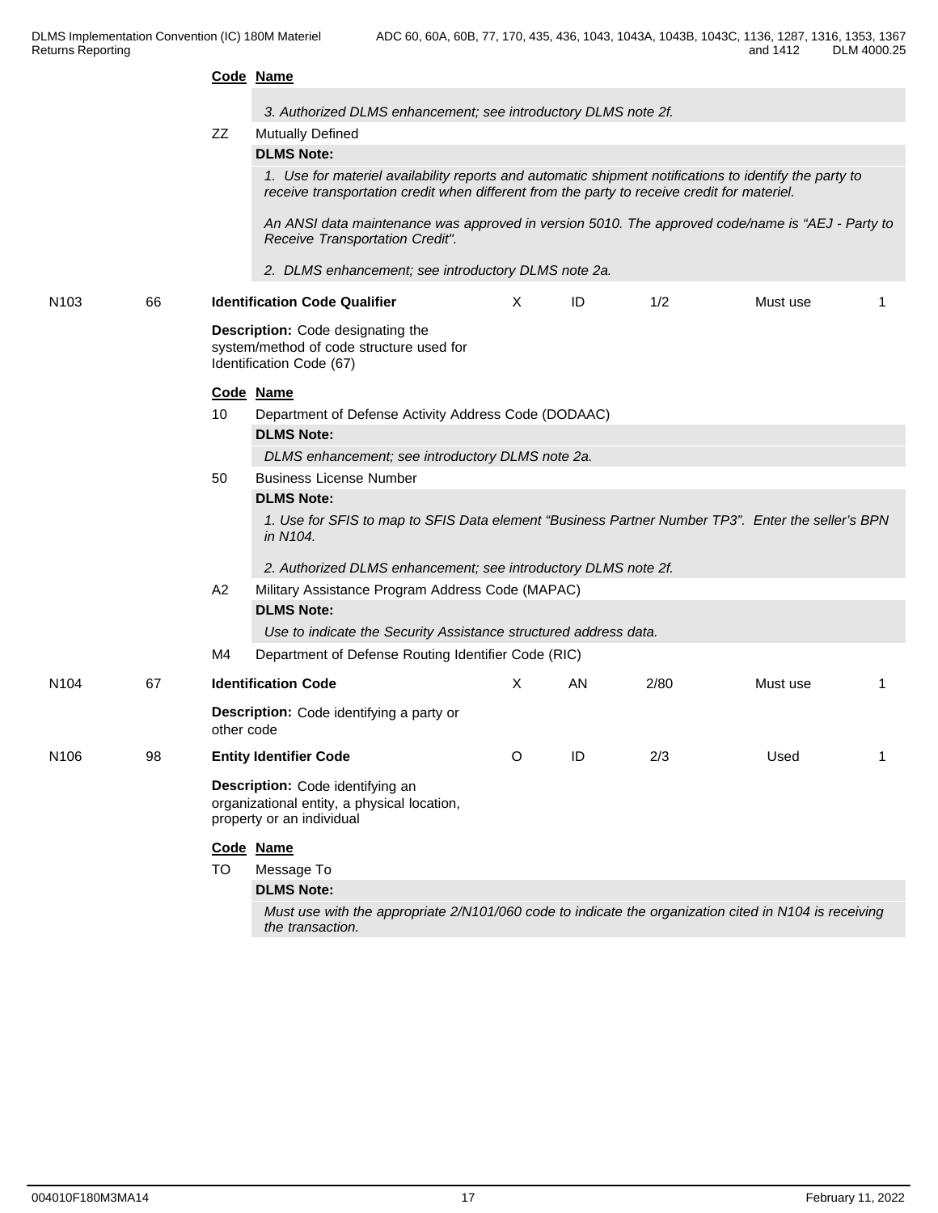**Code Name**

*3. Authorized DLMS enhancement; see introductory DLMS note 2f.*

ZZ Mutually Defined

**DLMS Note:**

*1. Use for materiel availability reports and automatic shipment notifications to identify the party to receive transportation credit when different from the party to receive credit for materiel.*

*An ANSI data maintenance was approved in version 5010. The approved code/name is "AEJ - Party to Receive Transportation Credit".*

*2. DLMS enhancement; see introductory DLMS note 2a.*

| N103 | 66 | **Identification Code Qualifier** | X | ID | 1/2 | Must use | 1 |
|---|---|---|---|---|---|---|---|

**Description:** Code designating the system/method of code structure used for Identification Code (67)

**Code Name**

10 Department of Defense Activity Address Code (DODAAC)

**DLMS Note:**

*DLMS enhancement; see introductory DLMS note 2a.*

50 Business License Number

**DLMS Note:**

*1. Use for SFIS to map to SFIS Data element "Business Partner Number TP3". Enter the seller's BPN in N104.*

*2. Authorized DLMS enhancement; see introductory DLMS note 2f.*

A2 Military Assistance Program Address Code (MAPAC)

**DLMS Note:**

*Use to indicate the Security Assistance structured address data.*

M4 Department of Defense Routing Identifier Code (RIC)

| N104 | 67 | **Identification Code** | X | AN | 2/80 | Must use | 1 |
|---|---|---|---|---|---|---|---|

**Description:** Code identifying a party or other code

| N106 | 98 | **Entity Identifier Code** | O | ID | 2/3 | Used | 1 |
|---|---|---|---|---|---|---|---|

**Description:** Code identifying an organizational entity, a physical location, property or an individual

**Code Name**

TO Message To

**DLMS Note:**

*Must use with the appropriate 2/N101/060 code to indicate the organization cited in N104 is receiving the transaction.*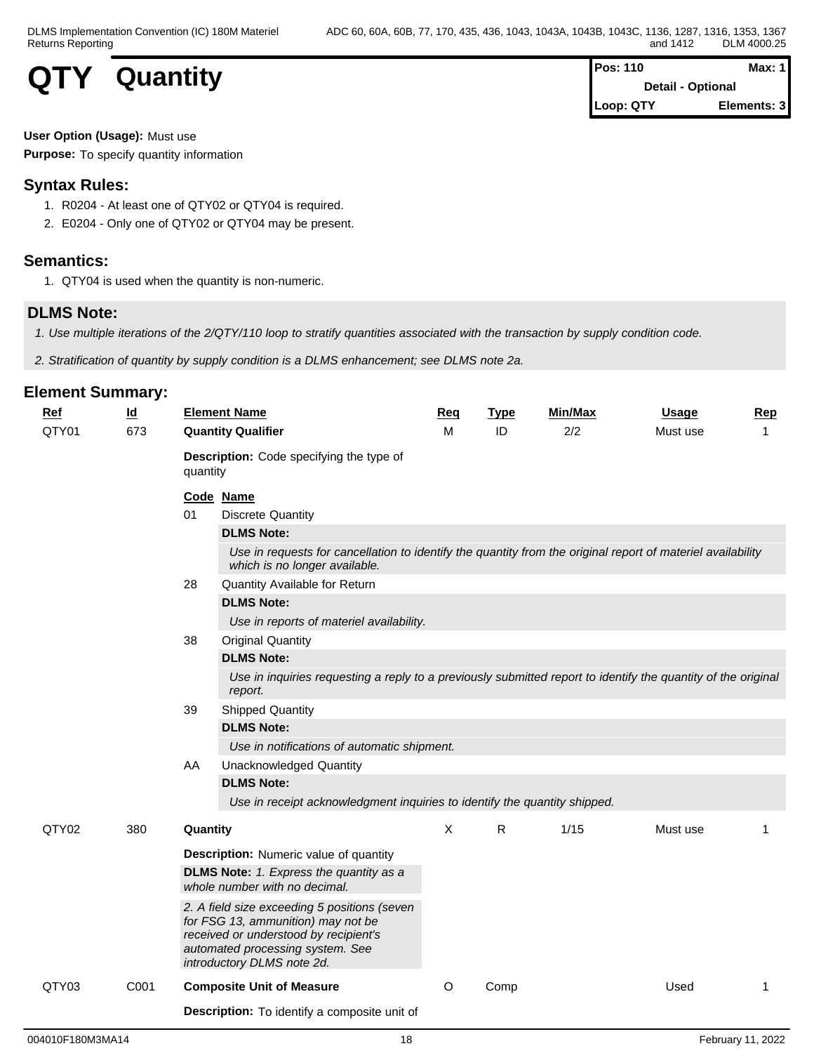# QTY Quantity

| Pos: 110 | Max: 1 |
|---|---|
| Detail - Optional | |
| Loop: QTY | Elements: 3 |

**User Option (Usage):** Must use

**Purpose:** To specify quantity information

## Syntax Rules:

1. R0204 - At least one of QTY02 or QTY04 is required.
2. E0204 - Only one of QTY02 or QTY04 may be present.

## Semantics:

1. QTY04 is used when the quantity is non-numeric.

## DLMS Note:

*1. Use multiple iterations of the 2/QTY/110 loop to stratify quantities associated with the transaction by supply condition code.*

*2. Stratification of quantity by supply condition is a DLMS enhancement; see DLMS note 2a.*

## Element Summary:

| Ref | Id | Element Name | Req | Type | Min/Max | Usage | Rep |
|---|---|---|---|---|---|---|---|
| QTY01 | 673 | **Quantity Qualifier** | M | ID | 2/2 | Must use | 1 |

**Description:** Code specifying the type of quantity

| Code | Name |
|---|---|
| 01 | Discrete Quantity<br>**DLMS Note:**<br>*Use in requests for cancellation to identify the quantity from the original report of materiel availability which is no longer available.* |
| 28 | Quantity Available for Return<br>**DLMS Note:**<br>*Use in reports of materiel availability.* |
| 38 | Original Quantity<br>**DLMS Note:**<br>*Use in inquiries requesting a reply to a previously submitted report to identify the quantity of the original report.* |
| 39 | Shipped Quantity<br>**DLMS Note:**<br>*Use in notifications of automatic shipment.* |
| AA | Unacknowledged Quantity<br>**DLMS Note:**<br>*Use in receipt acknowledgment inquiries to identify the quantity shipped.* |

| Ref | Id | Element Name | Req | Type | Min/Max | Usage | Rep |
|---|---|---|---|---|---|---|---|
| QTY02 | 380 | **Quantity** | X | R | 1/15 | Must use | 1 |

**Description:** Numeric value of quantity

**DLMS Note:** *1. Express the quantity as a whole number with no decimal.*

*2. A field size exceeding 5 positions (seven for FSG 13, ammunition) may not be received or understood by recipient's automated processing system. See introductory DLMS note 2d.*

| Ref | Id | Element Name | Req | Type | Min/Max | Usage | Rep |
|---|---|---|---|---|---|---|---|
| QTY03 | C001 | **Composite Unit of Measure** | O | Comp | | Used | 1 |

**Description:** To identify a composite unit of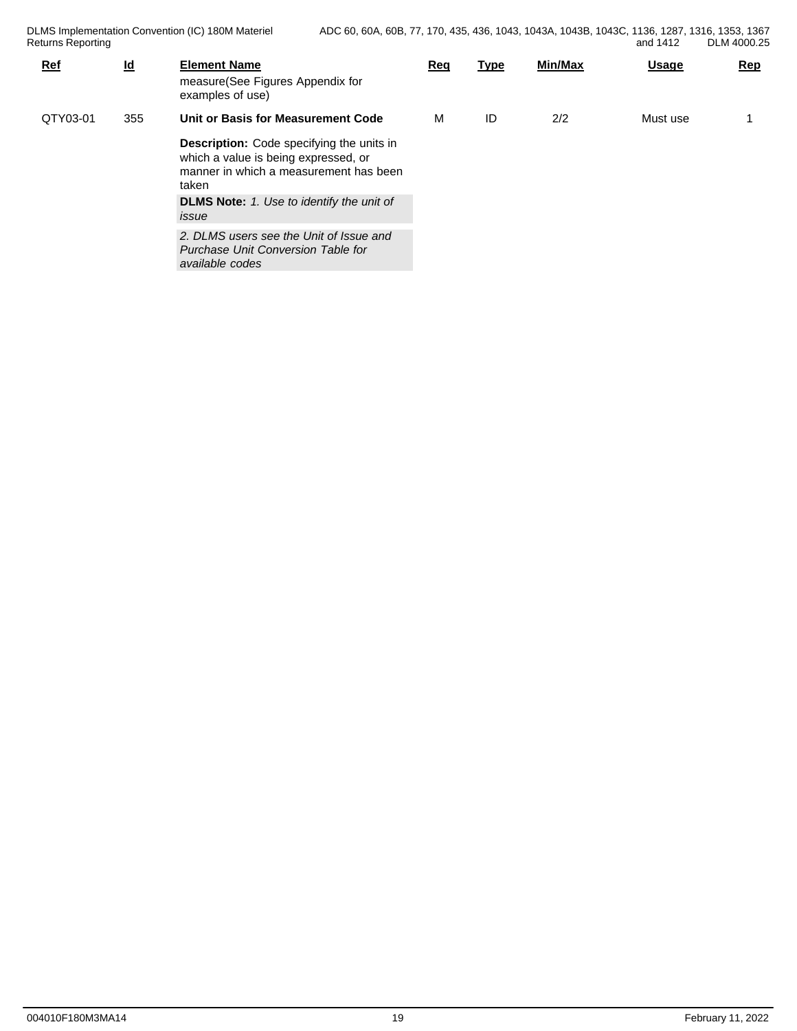| Ref | Id | Element Name | Req | Type | Min/Max | Usage | Rep |
|---|---|---|---|---|---|---|---|
| | | measure(See Figures Appendix for examples of use) | | | | | |
| QTY03-01 | 355 | **Unit or Basis for Measurement Code**<br>**Description:** Code specifying the units in which a value is being expressed, or manner in which a measurement has been taken<br>**DLMS Note:** *1. Use to identify the unit of issue*<br>*2. DLMS users see the Unit of Issue and Purchase Unit Conversion Table for available codes* | M | ID | 2/2 | Must use | 1 |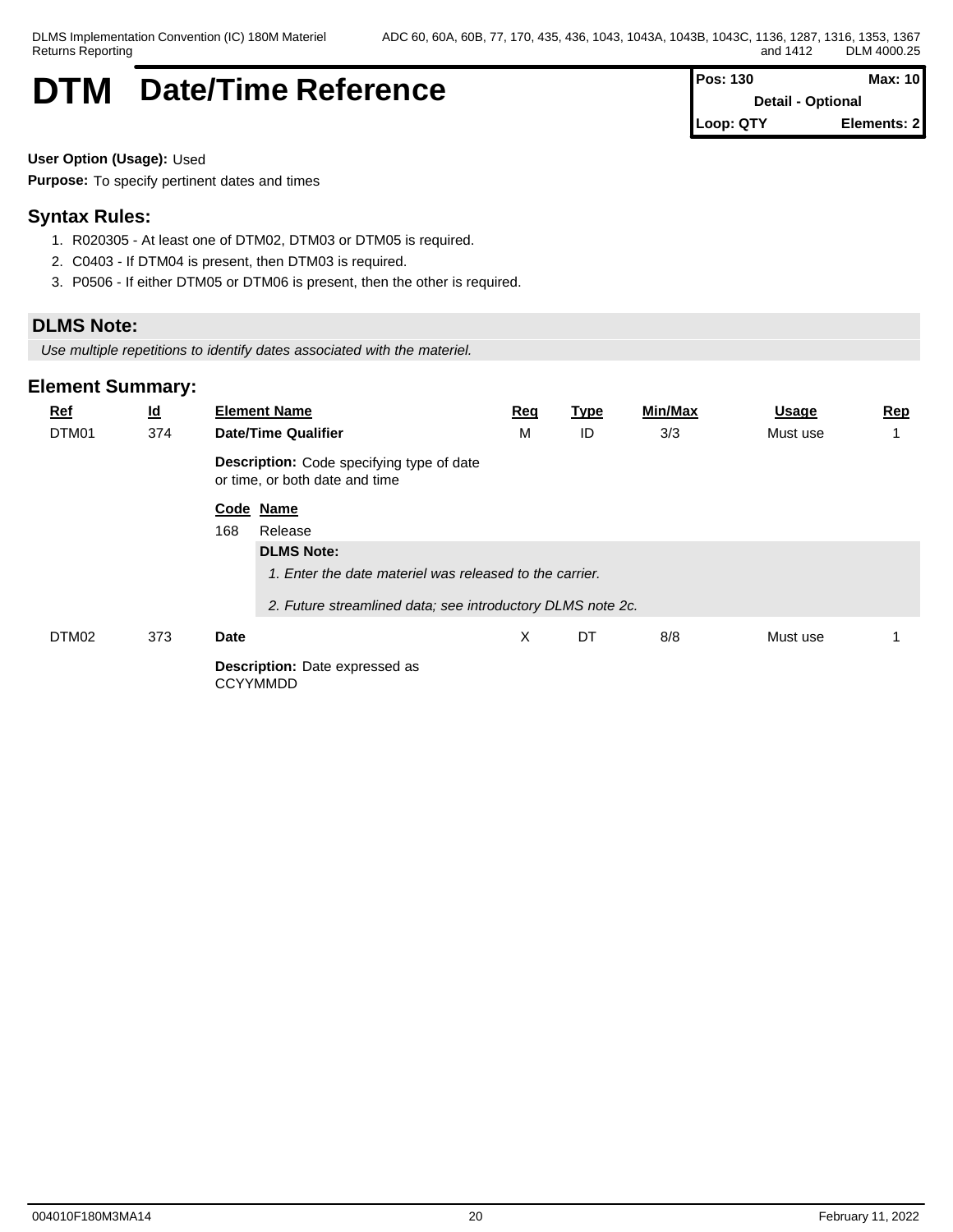# DTM Date/Time Reference

| Pos: 130 | Max: 10 |
|---|---|
| Detail - Optional | |
| Loop: QTY | Elements: 2 |

**User Option (Usage):** Used

**Purpose:** To specify pertinent dates and times

## Syntax Rules:

1. R020305 - At least one of DTM02, DTM03 or DTM05 is required.
2. C0403 - If DTM04 is present, then DTM03 is required.
3. P0506 - If either DTM05 or DTM06 is present, then the other is required.

## DLMS Note:

*Use multiple repetitions to identify dates associated with the materiel.*

## Element Summary:

| Ref | Id | Element Name | Req | Type | Min/Max | Usage | Rep |
|---|---|---|---|---|---|---|---|
| DTM01 | 374 | **Date/Time Qualifier** | M | ID | 3/3 | Must use | 1 |
| | | **Description:** Code specifying type of date or time, or both date and time | | | | | |
| | | **Code** 168 **Name** Release<br>**DLMS Note:**<br>*1. Enter the date materiel was released to the carrier.*<br>*2. Future streamlined data; see introductory DLMS note 2c.* | | | | | |
| DTM02 | 373 | **Date** | X | DT | 8/8 | Must use | 1 |
| | | **Description:** Date expressed as CCYYMMDD | | | | | |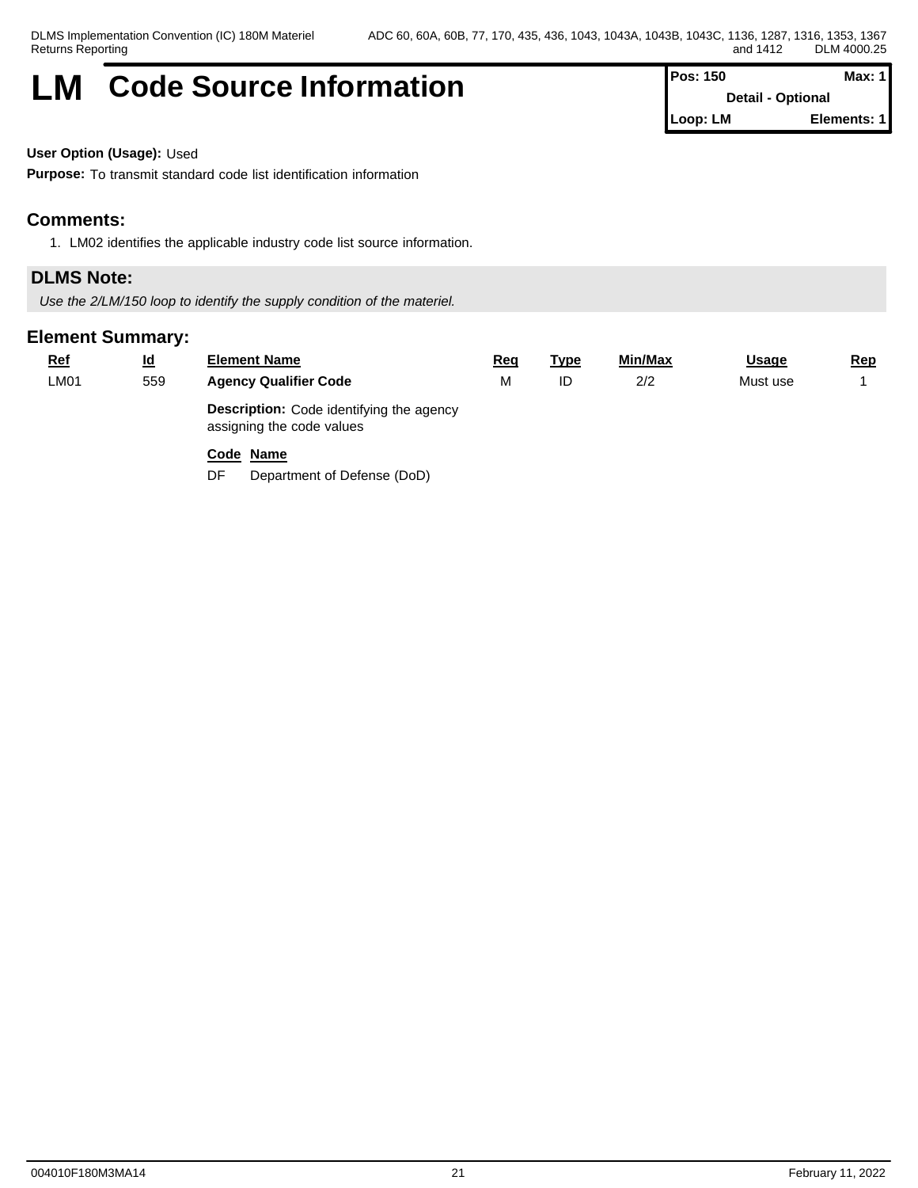# LM Code Source Information

| Pos: 150 | Max: 1 |
|---|---|
| Detail - Optional | |
| Loop: LM | Elements: 1 |

**User Option (Usage):** Used

**Purpose:** To transmit standard code list identification information

## Comments:

1. LM02 identifies the applicable industry code list source information.

## DLMS Note:

*Use the 2/LM/150 loop to identify the supply condition of the materiel.*

## Element Summary:

| Ref | Id | Element Name | Req | Type | Min/Max | Usage | Rep |
|---|---|---|---|---|---|---|---|
| LM01 | 559 | **Agency Qualifier Code** | M | ID | 2/2 | Must use | 1 |

**Description:** Code identifying the agency assigning the code values

| Code | Name |
|---|---|
| DF | Department of Defense (DoD) |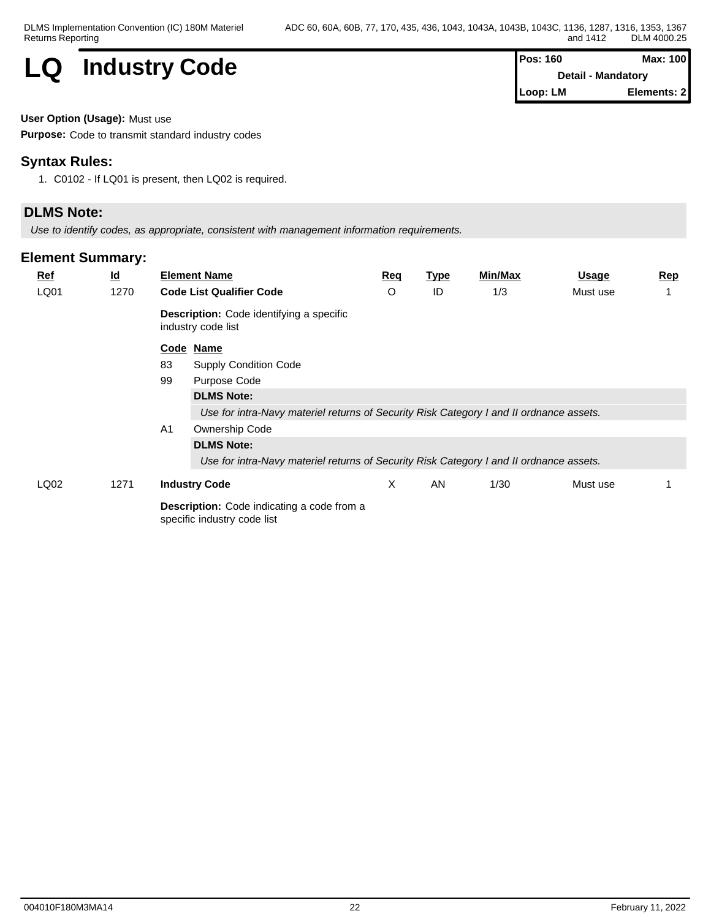# LQ Industry Code

| Pos: 160 | Max: 100 |
|---|---|
| Detail - Mandatory | |
| Loop: LM | Elements: 2 |

**User Option (Usage):** Must use

**Purpose:** Code to transmit standard industry codes

## Syntax Rules:

1. C0102 - If LQ01 is present, then LQ02 is required.

## DLMS Note:

*Use to identify codes, as appropriate, consistent with management information requirements.*

## Element Summary:

| Ref | Id | Element Name | Req | Type | Min/Max | Usage | Rep |
|---|---|---|---|---|---|---|---|
| LQ01 | 1270 | **Code List Qualifier Code** | O | ID | 1/3 | Must use | 1 |
| LQ02 | 1271 | **Industry Code** | X | AN | 1/30 | Must use | 1 |

**LQ01 Description:** Code identifying a specific industry code list

| Code | Name |
|---|---|
| 83 | Supply Condition Code |
| 99 | Purpose Code |
| A1 | Ownership Code |

- **99 – DLMS Note:** *Use for intra-Navy materiel returns of Security Risk Category I and II ordnance assets.*
- **A1 – DLMS Note:** *Use for intra-Navy materiel returns of Security Risk Category I and II ordnance assets.*

**LQ02 Description:** Code indicating a code from a specific industry code list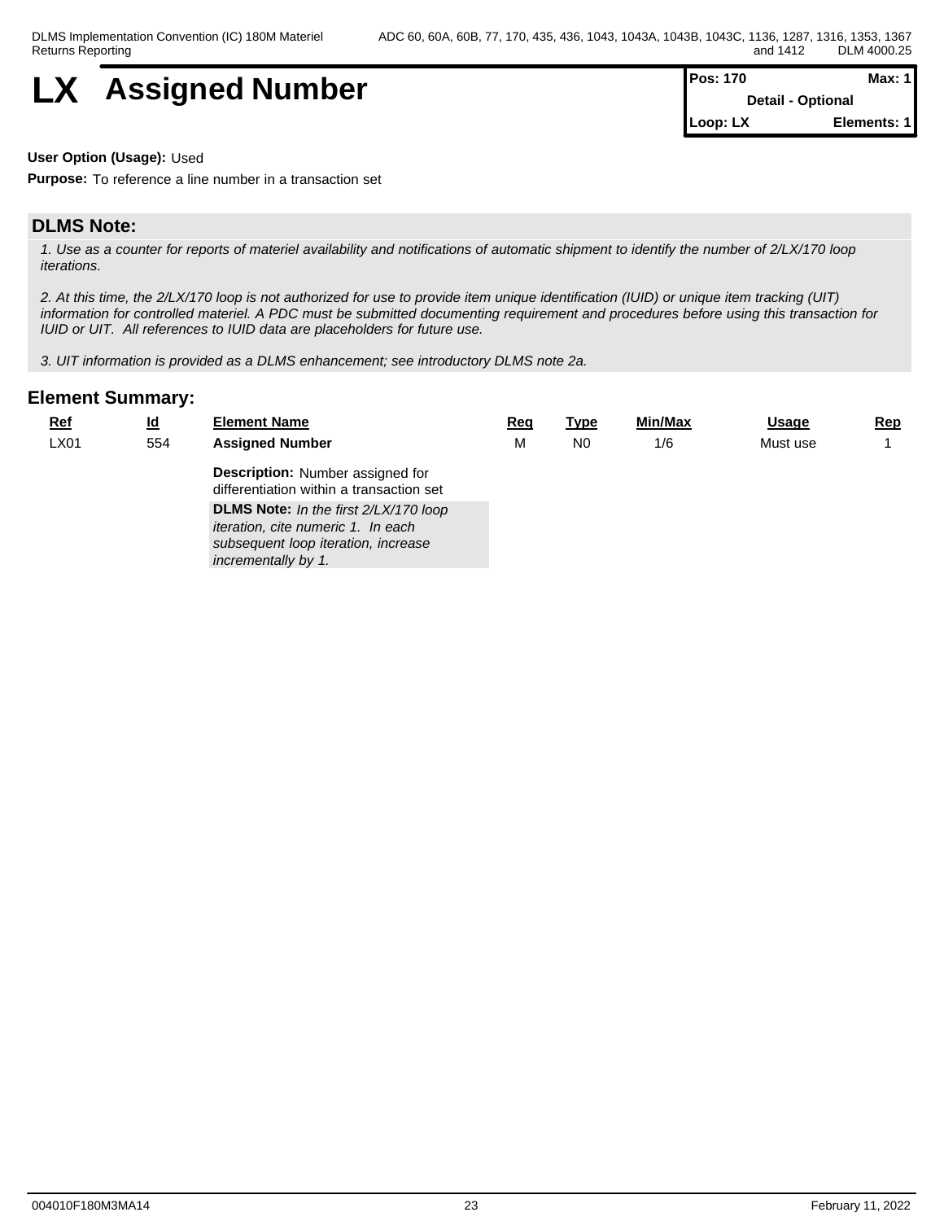# LX Assigned Number

| Pos: 170 | Max: 1 |
|---|---|
| Detail - Optional | |
| Loop: LX | Elements: 1 |

**User Option (Usage):** Used

**Purpose:** To reference a line number in a transaction set

## DLMS Note:

*1. Use as a counter for reports of materiel availability and notifications of automatic shipment to identify the number of 2/LX/170 loop iterations.*

*2. At this time, the 2/LX/170 loop is not authorized for use to provide item unique identification (IUID) or unique item tracking (UIT) information for controlled materiel. A PDC must be submitted documenting requirement and procedures before using this transaction for IUID or UIT. All references to IUID data are placeholders for future use.*

*3. UIT information is provided as a DLMS enhancement; see introductory DLMS note 2a.*

## Element Summary:

| Ref | Id | Element Name | Req | Type | Min/Max | Usage | Rep |
|---|---|---|---|---|---|---|---|
| LX01 | 554 | **Assigned Number**<br>**Description:** Number assigned for differentiation within a transaction set<br>**DLMS Note:** *In the first 2/LX/170 loop iteration, cite numeric 1. In each subsequent loop iteration, increase incrementally by 1.* | M | N0 | 1/6 | Must use | 1 |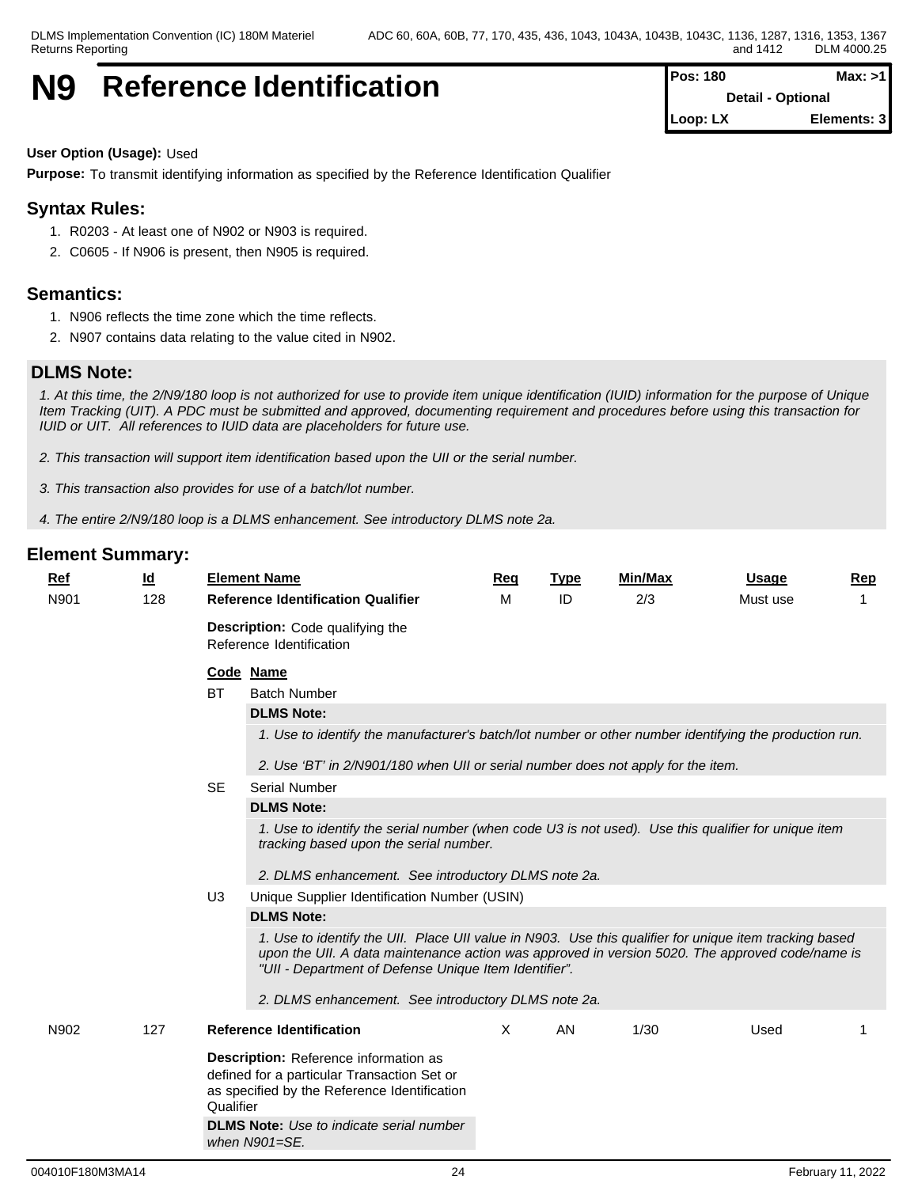# N9 Reference Identification

| Pos: 180 | Max: >1 |
|---|---|
| Detail - Optional | |
| Loop: LX | Elements: 3 |

**User Option (Usage):** Used

**Purpose:** To transmit identifying information as specified by the Reference Identification Qualifier

## Syntax Rules:

1. R0203 - At least one of N902 or N903 is required.
2. C0605 - If N906 is present, then N905 is required.

## Semantics:

1. N906 reflects the time zone which the time reflects.
2. N907 contains data relating to the value cited in N902.

## DLMS Note:

*1. At this time, the 2/N9/180 loop is not authorized for use to provide item unique identification (IUID) information for the purpose of Unique Item Tracking (UIT). A PDC must be submitted and approved, documenting requirement and procedures before using this transaction for IUID or UIT. All references to IUID data are placeholders for future use.*

*2. This transaction will support item identification based upon the UII or the serial number.*

*3. This transaction also provides for use of a batch/lot number.*

*4. The entire 2/N9/180 loop is a DLMS enhancement. See introductory DLMS note 2a.*

## Element Summary:

| Ref | Id | Element Name | Req | Type | Min/Max | Usage | Rep |
|---|---|---|---|---|---|---|---|
| N901 | 128 | **Reference Identification Qualifier** | M | ID | 2/3 | Must use | 1 |

**Description:** Code qualifying the Reference Identification

| Code | Name |
|---|---|
| BT | Batch Number |
| SE | Serial Number |
| U3 | Unique Supplier Identification Number (USIN) |

**BT — DLMS Note:**

*1. Use to identify the manufacturer's batch/lot number or other number identifying the production run.*

*2. Use 'BT' in 2/N901/180 when UII or serial number does not apply for the item.*

**SE — DLMS Note:**

*1. Use to identify the serial number (when code U3 is not used). Use this qualifier for unique item tracking based upon the serial number.*

*2. DLMS enhancement. See introductory DLMS note 2a.*

**U3 — DLMS Note:**

*1. Use to identify the UII. Place UII value in N903. Use this qualifier for unique item tracking based upon the UII. A data maintenance action was approved in version 5020. The approved code/name is "UII - Department of Defense Unique Item Identifier".*

*2. DLMS enhancement. See introductory DLMS note 2a.*

| Ref | Id | Element Name | Req | Type | Min/Max | Usage | Rep |
|---|---|---|---|---|---|---|---|
| N902 | 127 | **Reference Identification** | X | AN | 1/30 | Used | 1 |

**Description:** Reference information as defined for a particular Transaction Set or as specified by the Reference Identification Qualifier

**DLMS Note:** *Use to indicate serial number when N901=SE.*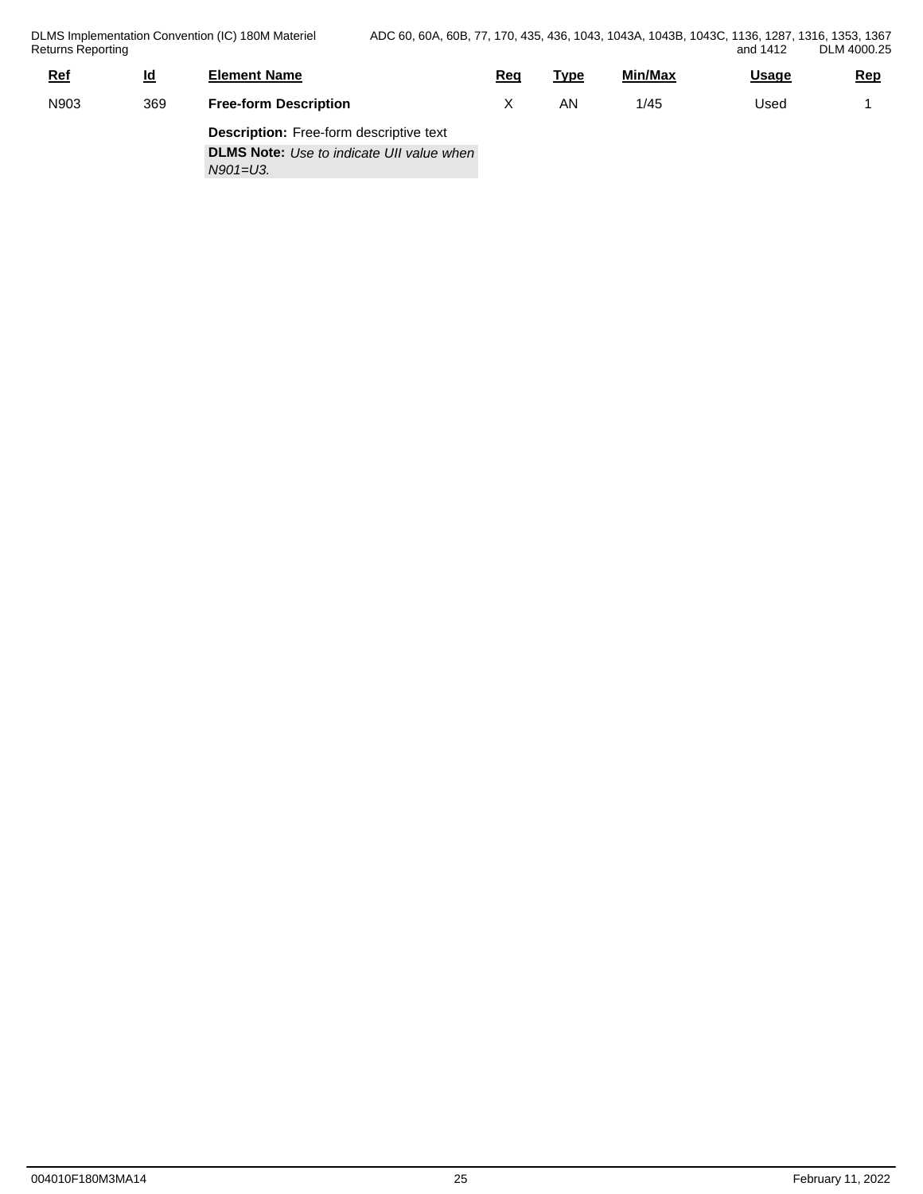| Ref | Id | Element Name | Req | Type | Min/Max | Usage | Rep |
|---|---|---|---|---|---|---|---|
| N903 | 369 | **Free-form Description** | X | AN | 1/45 | Used | 1 |

**Description:** Free-form descriptive text

**DLMS Note:** *Use to indicate UII value when N901=U3.*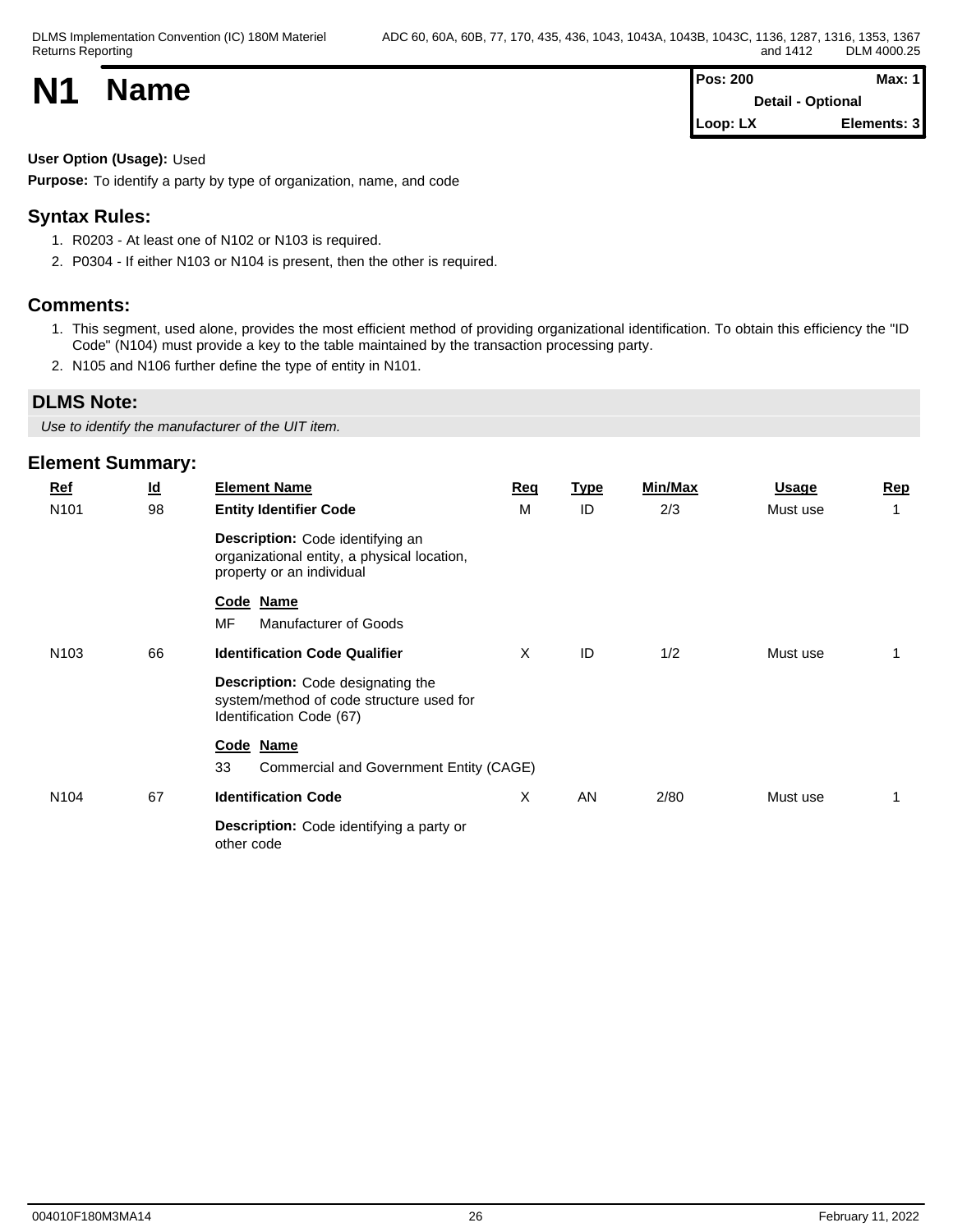# N1 Name

| Pos: 200 | Max: 1 |
|---|---|
| Detail - Optional | |
| Loop: LX | Elements: 3 |

**User Option (Usage):** Used

**Purpose:** To identify a party by type of organization, name, and code

## Syntax Rules:

1. R0203 - At least one of N102 or N103 is required.
2. P0304 - If either N103 or N104 is present, then the other is required.

## Comments:

1. This segment, used alone, provides the most efficient method of providing organizational identification. To obtain this efficiency the "ID Code" (N104) must provide a key to the table maintained by the transaction processing party.
2. N105 and N106 further define the type of entity in N101.

## DLMS Note:

*Use to identify the manufacturer of the UIT item.*

## Element Summary:

| Ref | Id | Element Name | Req | Type | Min/Max | Usage | Rep |
|---|---|---|---|---|---|---|---|
| N101 | 98 | **Entity Identifier Code**<br>**Description:** Code identifying an organizational entity, a physical location, property or an individual<br>**Code Name**<br>MF Manufacturer of Goods | M | ID | 2/3 | Must use | 1 |
| N103 | 66 | **Identification Code Qualifier**<br>**Description:** Code designating the system/method of code structure used for Identification Code (67)<br>**Code Name**<br>33 Commercial and Government Entity (CAGE) | X | ID | 1/2 | Must use | 1 |
| N104 | 67 | **Identification Code**<br>**Description:** Code identifying a party or other code | X | AN | 2/80 | Must use | 1 |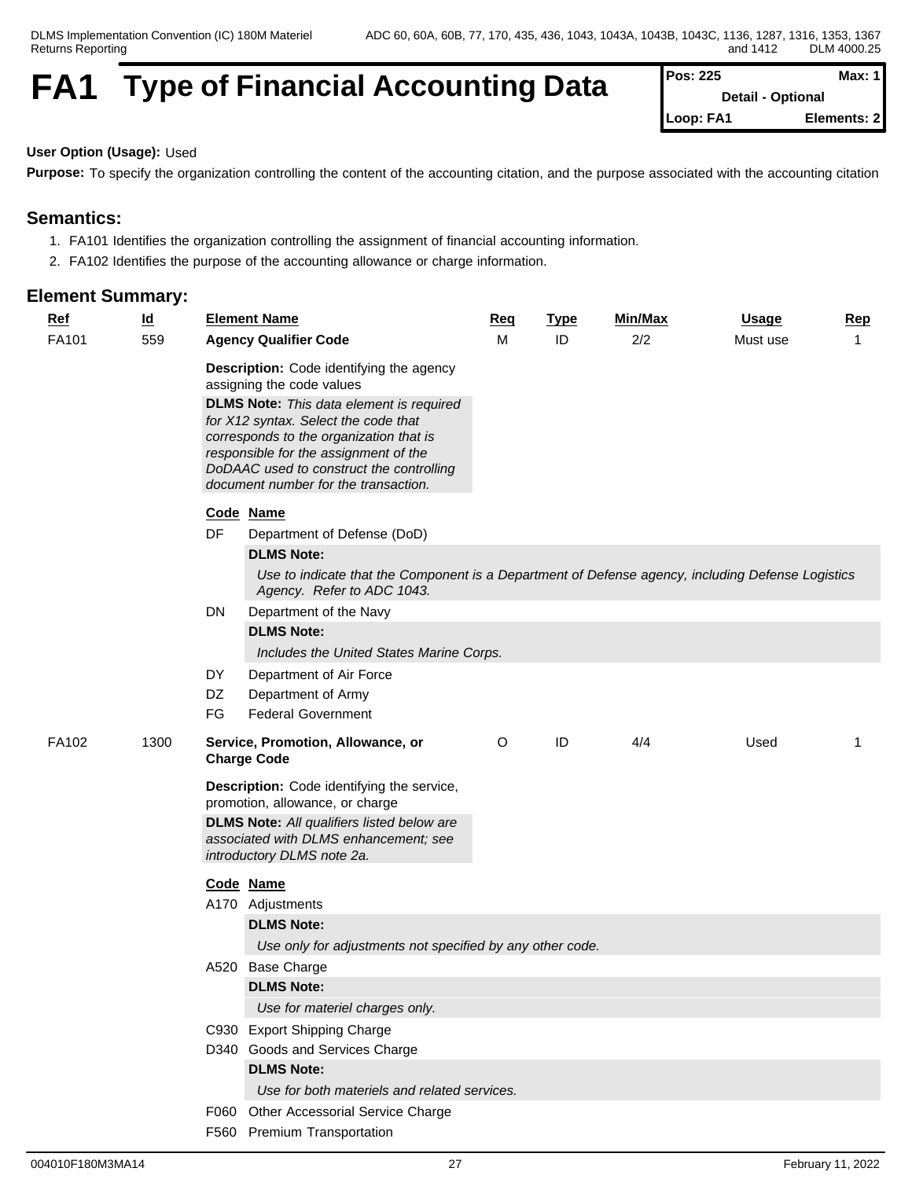# FA1 Type of Financial Accounting Data

| Pos: 225 | Max: 1 |
| --- | --- |
| Detail - Optional | |
| Loop: FA1 | Elements: 2 |

**User Option (Usage):** Used

**Purpose:** To specify the organization controlling the content of the accounting citation, and the purpose associated with the accounting citation

## Semantics:

1. FA101 Identifies the organization controlling the assignment of financial accounting information.
2. FA102 Identifies the purpose of the accounting allowance or charge information.

## Element Summary:

| Ref | Id | Element Name | Req | Type | Min/Max | Usage | Rep |
| --- | --- | --- | --- | --- | --- | --- | --- |
| FA101 | 559 | **Agency Qualifier Code** | M | ID | 2/2 | Must use | 1 |

**Description:** Code identifying the agency assigning the code values

**DLMS Note:** *This data element is required for X12 syntax. Select the code that corresponds to the organization that is responsible for the assignment of the DoDAAC used to construct the controlling document number for the transaction.*

| Code | Name |
| --- | --- |
| DF | Department of Defense (DoD) |
| DN | Department of the Navy |
| DY | Department of Air Force |
| DZ | Department of Army |
| FG | Federal Government |

- **DF** — **DLMS Note:** *Use to indicate that the Component is a Department of Defense agency, including Defense Logistics Agency. Refer to ADC 1043.*
- **DN** — **DLMS Note:** *Includes the United States Marine Corps.*

| Ref | Id | Element Name | Req | Type | Min/Max | Usage | Rep |
| --- | --- | --- | --- | --- | --- | --- | --- |
| FA102 | 1300 | **Service, Promotion, Allowance, or Charge Code** | O | ID | 4/4 | Used | 1 |

**Description:** Code identifying the service, promotion, allowance, or charge

**DLMS Note:** *All qualifiers listed below are associated with DLMS enhancement; see introductory DLMS note 2a.*

| Code | Name |
| --- | --- |
| A170 | Adjustments |
| A520 | Base Charge |
| C930 | Export Shipping Charge |
| D340 | Goods and Services Charge |
| F060 | Other Accessorial Service Charge |
| F560 | Premium Transportation |

- **A170** — **DLMS Note:** *Use only for adjustments not specified by any other code.*
- **A520** — **DLMS Note:** *Use for materiel charges only.*
- **D340** — **DLMS Note:** *Use for both materiels and related services.*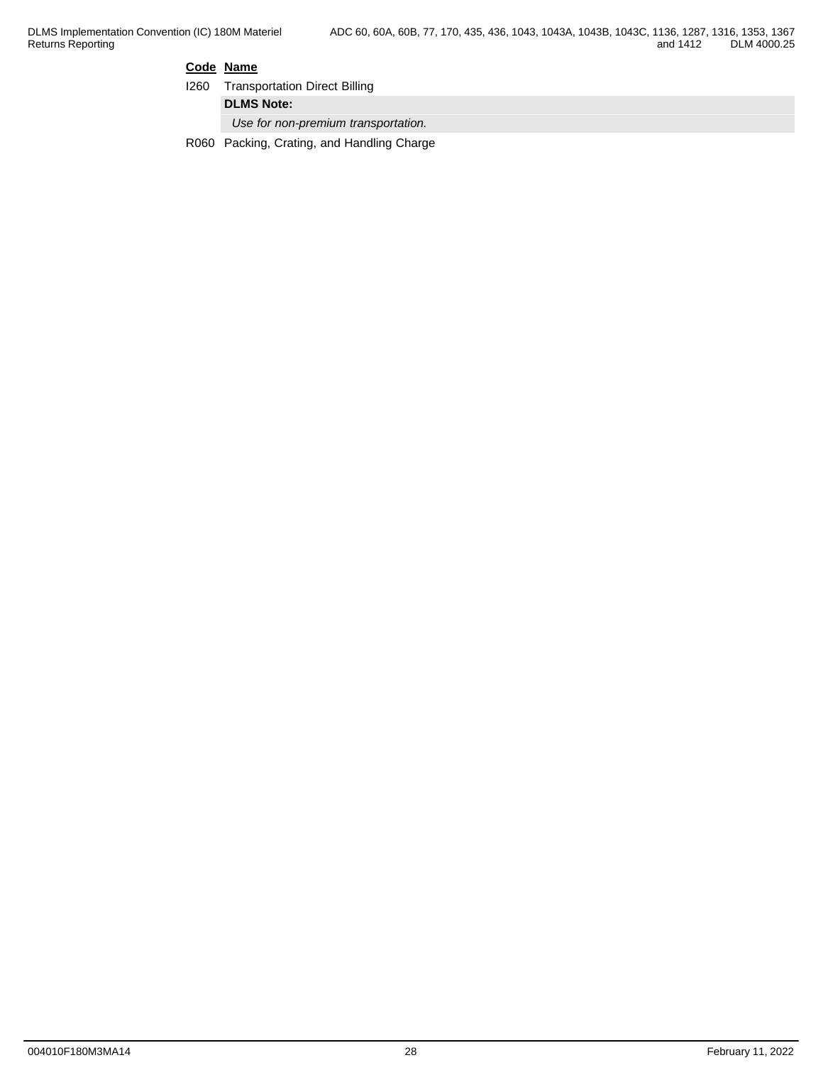| Code | Name |
|---|---|
| I260 | Transportation Direct Billing |
| | **DLMS Note:** |
| | *Use for non-premium transportation.* |
| R060 | Packing, Crating, and Handling Charge |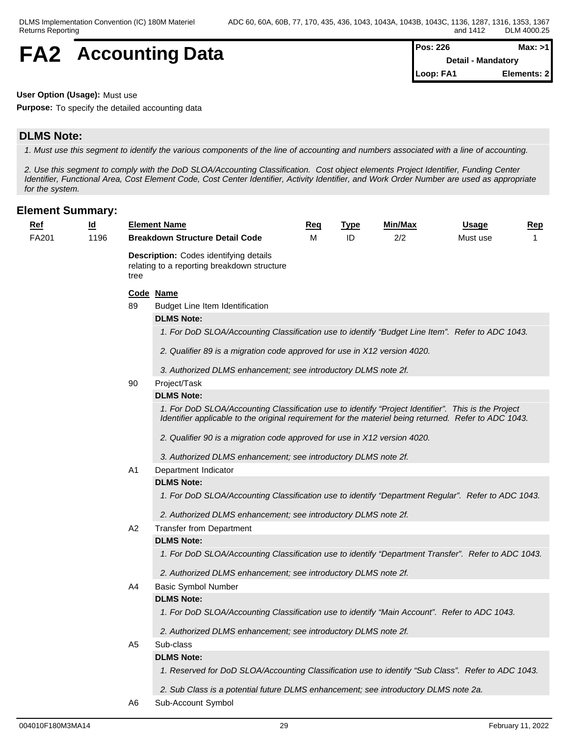# FA2 Accounting Data

| Pos: 226 | Max: >1 |
|---|---|
| Detail - Mandatory | |
| Loop: FA1 | Elements: 2 |

**User Option (Usage):** Must use

**Purpose:** To specify the detailed accounting data

## DLMS Note:

*1. Must use this segment to identify the various components of the line of accounting and numbers associated with a line of accounting.*

*2. Use this segment to comply with the DoD SLOA/Accounting Classification. Cost object elements Project Identifier, Funding Center Identifier, Functional Area, Cost Element Code, Cost Center Identifier, Activity Identifier, and Work Order Number are used as appropriate for the system.*

## Element Summary:

| Ref | Id | Element Name | Req | Type | Min/Max | Usage | Rep |
|---|---|---|---|---|---|---|---|
| FA201 | 1196 | **Breakdown Structure Detail Code** | M | ID | 2/2 | Must use | 1 |

**Description:** Codes identifying details relating to a reporting breakdown structure tree

| Code | Name |
|---|---|
| 89 | Budget Line Item Identification |

**DLMS Note:**

*1. For DoD SLOA/Accounting Classification use to identify “Budget Line Item”. Refer to ADC 1043.*

*2. Qualifier 89 is a migration code approved for use in X12 version 4020.*

*3. Authorized DLMS enhancement; see introductory DLMS note 2f.*

| Code | Name |
|---|---|
| 90 | Project/Task |

**DLMS Note:**

*1. For DoD SLOA/Accounting Classification use to identify “Project Identifier”. This is the Project Identifier applicable to the original requirement for the materiel being returned. Refer to ADC 1043.*

*2. Qualifier 90 is a migration code approved for use in X12 version 4020.*

*3. Authorized DLMS enhancement; see introductory DLMS note 2f.*

| Code | Name |
|---|---|
| A1 | Department Indicator |

**DLMS Note:**

*1. For DoD SLOA/Accounting Classification use to identify “Department Regular”. Refer to ADC 1043.*

*2. Authorized DLMS enhancement; see introductory DLMS note 2f.*

| Code | Name |
|---|---|
| A2 | Transfer from Department |

**DLMS Note:**

*1. For DoD SLOA/Accounting Classification use to identify “Department Transfer”. Refer to ADC 1043.*

*2. Authorized DLMS enhancement; see introductory DLMS note 2f.*

| Code | Name |
|---|---|
| A4 | Basic Symbol Number |

**DLMS Note:**

*1. For DoD SLOA/Accounting Classification use to identify “Main Account”. Refer to ADC 1043.*

*2. Authorized DLMS enhancement; see introductory DLMS note 2f.*

| Code | Name |
|---|---|
| A5 | Sub-class |

**DLMS Note:**

*1. Reserved for DoD SLOA/Accounting Classification use to identify “Sub Class”. Refer to ADC 1043.*

*2. Sub Class is a potential future DLMS enhancement; see introductory DLMS note 2a.*

| Code | Name |
|---|---|
| A6 | Sub-Account Symbol |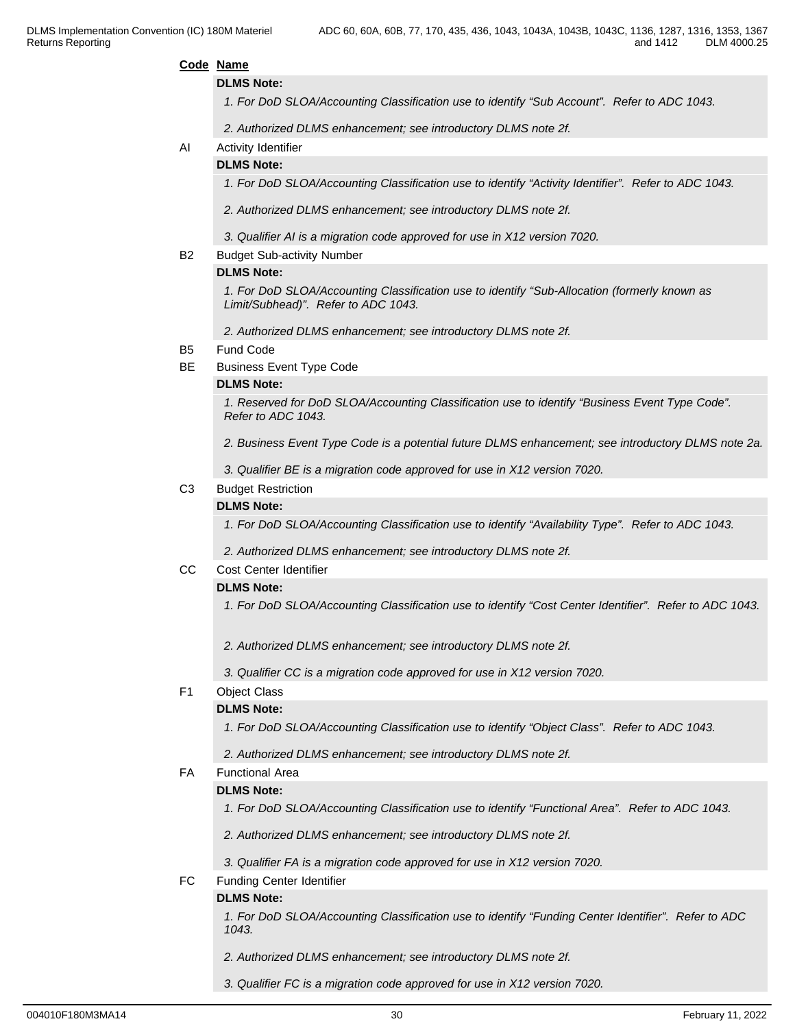**Code Name**

**DLMS Note:**

*1. For DoD SLOA/Accounting Classification use to identify "Sub Account". Refer to ADC 1043.*

*2. Authorized DLMS enhancement; see introductory DLMS note 2f.*

AI Activity Identifier

**DLMS Note:**

*1. For DoD SLOA/Accounting Classification use to identify "Activity Identifier". Refer to ADC 1043.*

*2. Authorized DLMS enhancement; see introductory DLMS note 2f.*

*3. Qualifier AI is a migration code approved for use in X12 version 7020.*

B2 Budget Sub-activity Number

**DLMS Note:**

*1. For DoD SLOA/Accounting Classification use to identify "Sub-Allocation (formerly known as Limit/Subhead)". Refer to ADC 1043.*

*2. Authorized DLMS enhancement; see introductory DLMS note 2f.*

B5 Fund Code

BE Business Event Type Code

**DLMS Note:**

*1. Reserved for DoD SLOA/Accounting Classification use to identify "Business Event Type Code". Refer to ADC 1043.*

*2. Business Event Type Code is a potential future DLMS enhancement; see introductory DLMS note 2a.*

*3. Qualifier BE is a migration code approved for use in X12 version 7020.*

C3 Budget Restriction

**DLMS Note:**

*1. For DoD SLOA/Accounting Classification use to identify "Availability Type". Refer to ADC 1043.*

*2. Authorized DLMS enhancement; see introductory DLMS note 2f.*

CC Cost Center Identifier

**DLMS Note:**

*1. For DoD SLOA/Accounting Classification use to identify "Cost Center Identifier". Refer to ADC 1043.*

*2. Authorized DLMS enhancement; see introductory DLMS note 2f.*

*3. Qualifier CC is a migration code approved for use in X12 version 7020.*

F1 Object Class

**DLMS Note:**

*1. For DoD SLOA/Accounting Classification use to identify "Object Class". Refer to ADC 1043.*

*2. Authorized DLMS enhancement; see introductory DLMS note 2f.*

FA Functional Area

**DLMS Note:**

*1. For DoD SLOA/Accounting Classification use to identify "Functional Area". Refer to ADC 1043.*

*2. Authorized DLMS enhancement; see introductory DLMS note 2f.*

*3. Qualifier FA is a migration code approved for use in X12 version 7020.*

FC Funding Center Identifier

**DLMS Note:**

*1. For DoD SLOA/Accounting Classification use to identify "Funding Center Identifier". Refer to ADC 1043.*

*2. Authorized DLMS enhancement; see introductory DLMS note 2f.*

*3. Qualifier FC is a migration code approved for use in X12 version 7020.*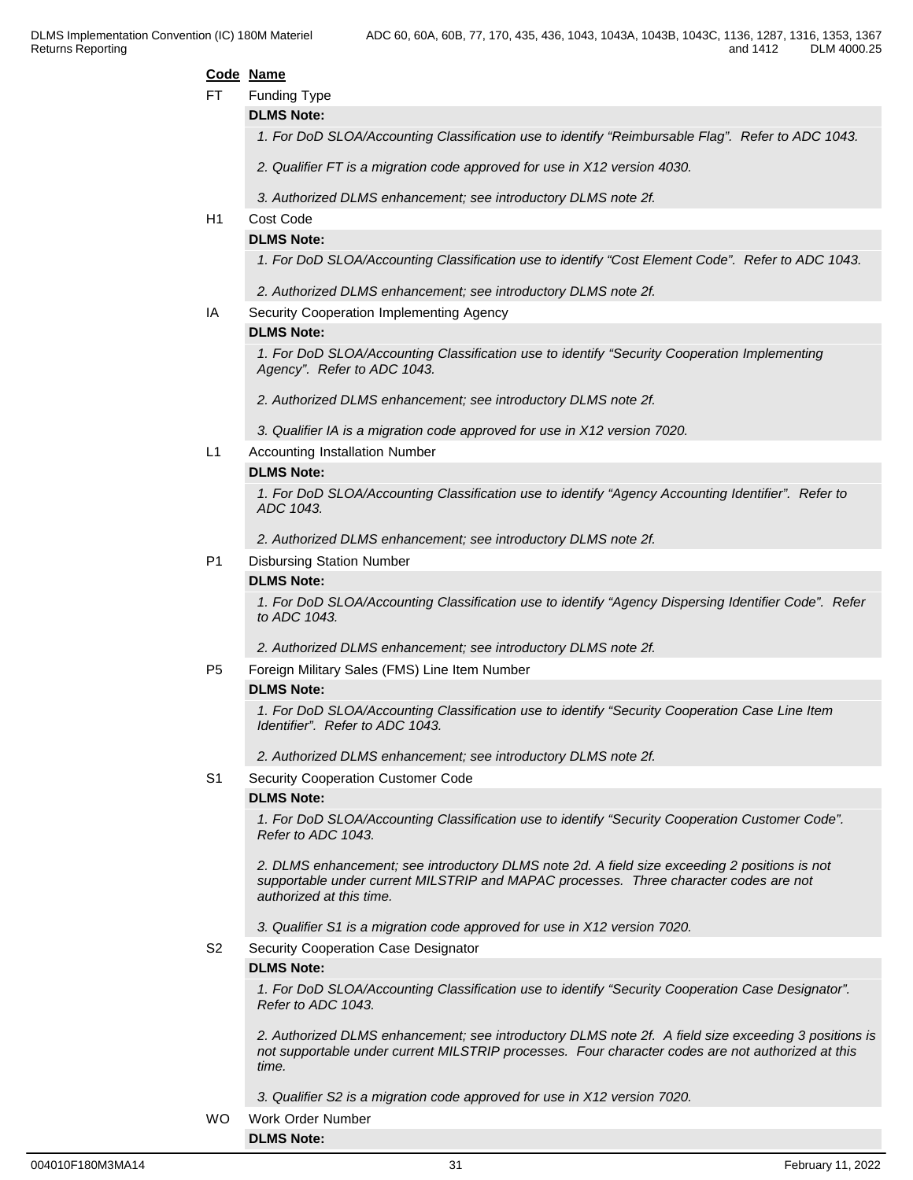**Code** **Name**

FT Funding Type

**DLMS Note:**

*1. For DoD SLOA/Accounting Classification use to identify “Reimbursable Flag”. Refer to ADC 1043.*

*2. Qualifier FT is a migration code approved for use in X12 version 4030.*

*3. Authorized DLMS enhancement; see introductory DLMS note 2f.*

H1 Cost Code

**DLMS Note:**

*1. For DoD SLOA/Accounting Classification use to identify “Cost Element Code”. Refer to ADC 1043.*

*2. Authorized DLMS enhancement; see introductory DLMS note 2f.*

IA Security Cooperation Implementing Agency

**DLMS Note:**

*1. For DoD SLOA/Accounting Classification use to identify “Security Cooperation Implementing Agency”. Refer to ADC 1043.*

*2. Authorized DLMS enhancement; see introductory DLMS note 2f.*

*3. Qualifier IA is a migration code approved for use in X12 version 7020.*

L1 Accounting Installation Number

**DLMS Note:**

*1. For DoD SLOA/Accounting Classification use to identify “Agency Accounting Identifier”. Refer to ADC 1043.*

*2. Authorized DLMS enhancement; see introductory DLMS note 2f.*

P1 Disbursing Station Number

**DLMS Note:**

*1. For DoD SLOA/Accounting Classification use to identify “Agency Dispersing Identifier Code”. Refer to ADC 1043.*

*2. Authorized DLMS enhancement; see introductory DLMS note 2f.*

P5 Foreign Military Sales (FMS) Line Item Number

**DLMS Note:**

*1. For DoD SLOA/Accounting Classification use to identify “Security Cooperation Case Line Item Identifier”. Refer to ADC 1043.*

*2. Authorized DLMS enhancement; see introductory DLMS note 2f.*

S1 Security Cooperation Customer Code

**DLMS Note:**

*1. For DoD SLOA/Accounting Classification use to identify “Security Cooperation Customer Code”. Refer to ADC 1043.*

*2. DLMS enhancement; see introductory DLMS note 2d. A field size exceeding 2 positions is not supportable under current MILSTRIP and MAPAC processes. Three character codes are not authorized at this time.*

*3. Qualifier S1 is a migration code approved for use in X12 version 7020.*

S2 Security Cooperation Case Designator

**DLMS Note:**

*1. For DoD SLOA/Accounting Classification use to identify “Security Cooperation Case Designator”. Refer to ADC 1043.*

*2. Authorized DLMS enhancement; see introductory DLMS note 2f. A field size exceeding 3 positions is not supportable under current MILSTRIP processes. Four character codes are not authorized at this time.*

*3. Qualifier S2 is a migration code approved for use in X12 version 7020.*

WO Work Order Number

**DLMS Note:**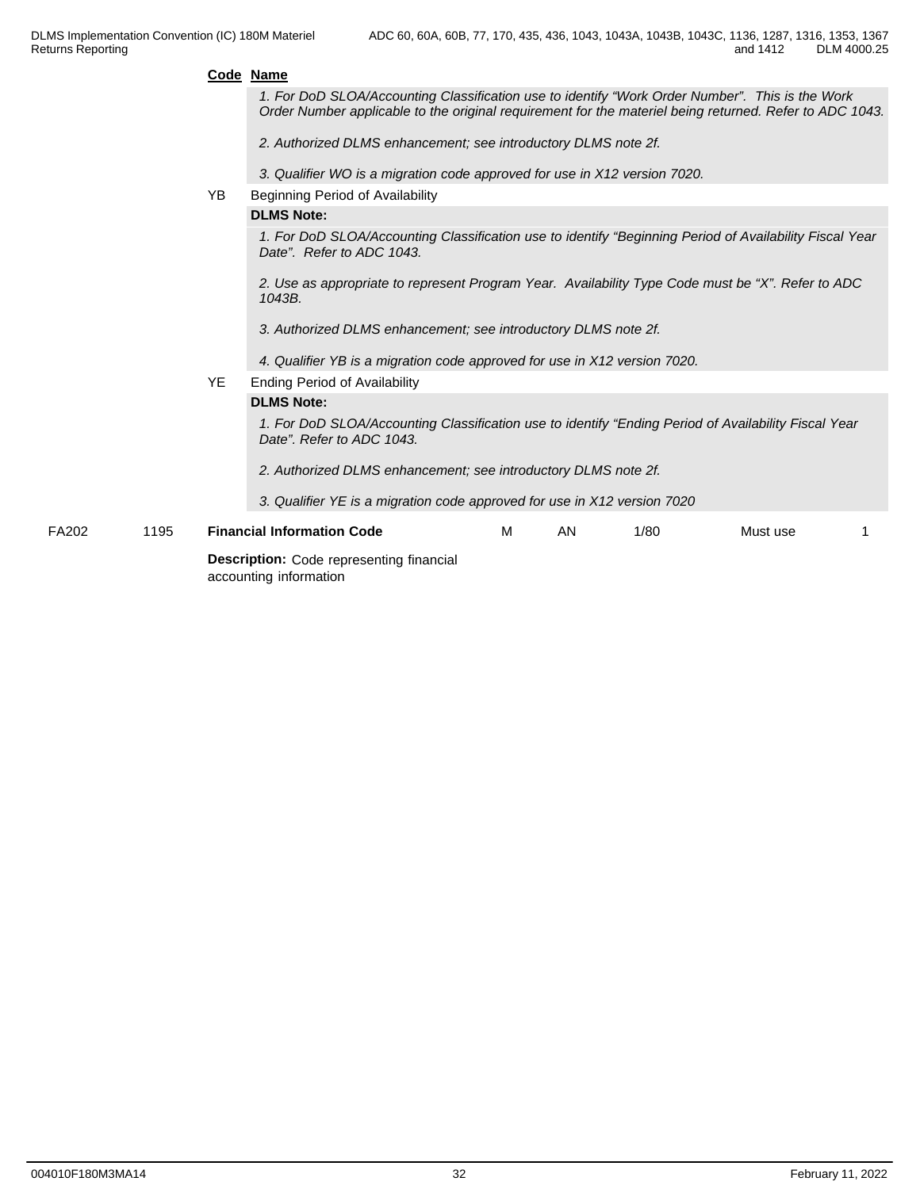**Code Name**

*1. For DoD SLOA/Accounting Classification use to identify "Work Order Number". This is the Work Order Number applicable to the original requirement for the materiel being returned. Refer to ADC 1043.*

*2. Authorized DLMS enhancement; see introductory DLMS note 2f.*

*3. Qualifier WO is a migration code approved for use in X12 version 7020.*

YB Beginning Period of Availability

**DLMS Note:**

*1. For DoD SLOA/Accounting Classification use to identify "Beginning Period of Availability Fiscal Year Date". Refer to ADC 1043.*

*2. Use as appropriate to represent Program Year. Availability Type Code must be "X". Refer to ADC 1043B.*

*3. Authorized DLMS enhancement; see introductory DLMS note 2f.*

*4. Qualifier YB is a migration code approved for use in X12 version 7020.*

YE Ending Period of Availability

**DLMS Note:**

*1. For DoD SLOA/Accounting Classification use to identify "Ending Period of Availability Fiscal Year Date". Refer to ADC 1043.*

*2. Authorized DLMS enhancement; see introductory DLMS note 2f.*

*3. Qualifier YE is a migration code approved for use in X12 version 7020*

| | | | | | | | |
|---|---|---|---|---|---|---|---|
| FA202 | 1195 | **Financial Information Code** | M | AN | 1/80 | Must use | 1 |

**Description:** Code representing financial accounting information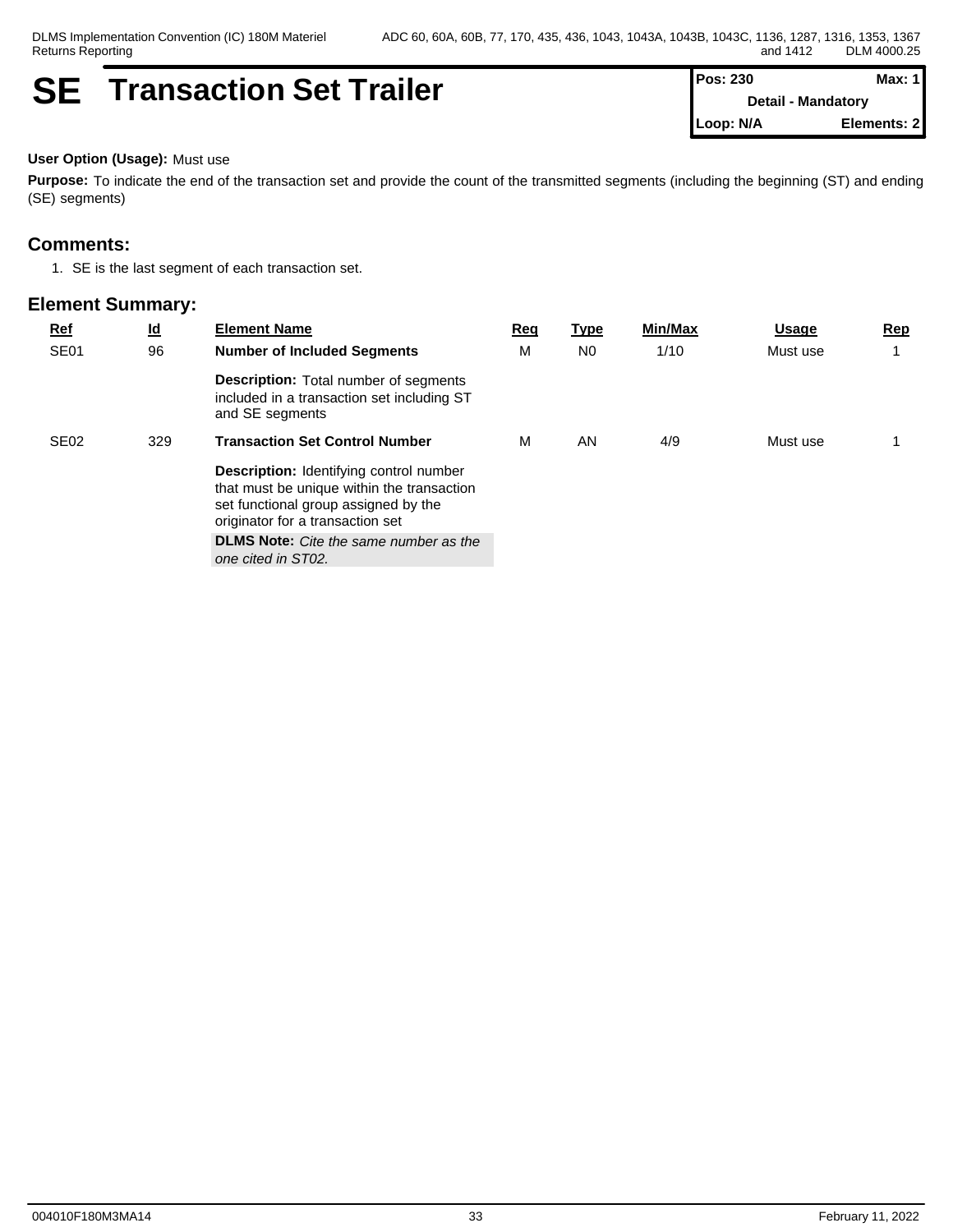# SE Transaction Set Trailer

| Pos: 230 | Max: 1 |
|---|---|
| Detail - Mandatory | |
| Loop: N/A | Elements: 2 |

**User Option (Usage):** Must use

**Purpose:** To indicate the end of the transaction set and provide the count of the transmitted segments (including the beginning (ST) and ending (SE) segments)

## Comments:

1. SE is the last segment of each transaction set.

## Element Summary:

| Ref | Id | Element Name | Req | Type | Min/Max | Usage | Rep |
|---|---|---|---|---|---|---|---|
| SE01 | 96 | **Number of Included Segments**<br>**Description:** Total number of segments included in a transaction set including ST and SE segments | M | N0 | 1/10 | Must use | 1 |
| SE02 | 329 | **Transaction Set Control Number**<br>**Description:** Identifying control number that must be unique within the transaction set functional group assigned by the originator for a transaction set<br>**DLMS Note:** *Cite the same number as the one cited in ST02.* | M | AN | 4/9 | Must use | 1 |